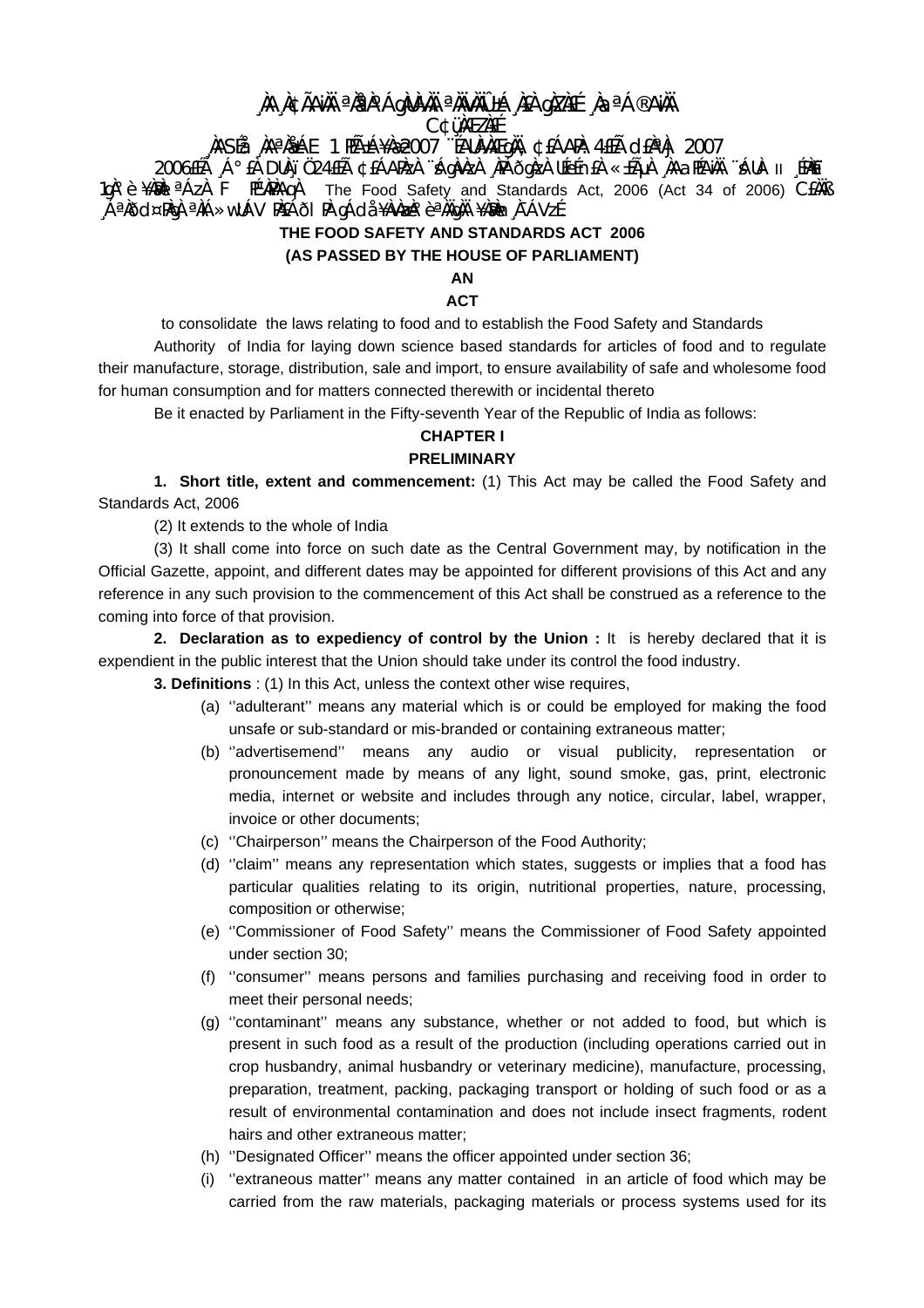¸ÀA¸À¢ÃAiÀÄ ªÀåªÀºÁgÀUÀ¼ÀÄ ªÀÄvÀÄÛ ±Á¸À£À gÀZÀ£É ¸ÀaªÁ®AiÀÄ

C¢ü¸ÀÆZÀ£É

¸ÀASÉå ¸ÀAªÀå±ÁE 1 PÉñÁ¥Àæ 2007 ¨ÉAUÀ¼ÀÆgÀÄ, ¢£ÁAPÀ 4£ÉÃ d£ÀªÀj 2007

2006£ÉÃ ¸Á°£À DUÀ¸ïÖ 24£ÉÃ ¢£ÁAPÀzÀ ¨sÁgÀvÀzÀ ¸ÀPÁðgÀzÀ UÉeÉn£À «±ÉõÀ ¸ÀAaPÉAiÀÄ ¨sÁUÀ II ¸ÉPÀë£ï 1gÀ°è ¥ÀæPÀlªÁzÀ F PɼÀPÀAqÀ The Food Safety and Standards Act, 2006 (Act 34 of 2006) C£ÀÄß ¸ÁªÀðd¤PÀgÀ ªÀiÁ»wUÁV PÀ£ÁðlPÀ gÁdå¥ÀvÀæzÀ°è ªÀÄgÀÄ ¥ÀæPÀn¸À¯ÁVzÉ.

**THE FOOD SAFETY AND STANDARDS ACT 2006**

**(AS PASSED BY THE HOUSE OF PARLIAMENT)**

**AN**

**ACT**

to consolidate the laws relating to food and to establish the Food Safety and Standards Authority of India for laying down science based standards for articles of food and to regulate their manufacture, storage, distribution, sale and import, to ensure availability of safe and wholesome food for human consumption and for matters connected therewith or incidental thereto

Be it enacted by Parliament in the Fifty-seventh Year of the Republic of India as follows:

## CHAPTER I

## PRELIMINARY

**1. Short title, extent and commencement:** (1) This Act may be called the Food Safety and Standards Act, 2006

(2) It extends to the whole of India

(3) It shall come into force on such date as the Central Government may, by notification in the Official Gazette, appoint, and different dates may be appointed for different provisions of this Act and any reference in any such provision to the commencement of this Act shall be construed as a reference to the coming into force of that provision.

**2. Declaration as to expediency of control by the Union :** It is hereby declared that it is expendient in the public interest that the Union should take under its control the food industry.

**3. Definitions** : (1) In this Act, unless the context other wise requires,

(a) ''adulterant'' means any material which is or could be employed for making the food unsafe or sub-standard or mis-branded or containing extraneous matter;

(b) ''advertisemend'' means any audio or visual publicity, representation or pronouncement made by means of any light, sound smoke, gas, print, electronic media, internet or website and includes through any notice, circular, label, wrapper, invoice or other documents;

(c) ''Chairperson'' means the Chairperson of the Food Authority;

(d) ''claim'' means any representation which states, suggests or implies that a food has particular qualities relating to its origin, nutritional properties, nature, processing, composition or otherwise;

(e) ''Commissioner of Food Safety'' means the Commissioner of Food Safety appointed under section 30;

(f) ''consumer'' means persons and families purchasing and receiving food in order to meet their personal needs;

(g) ''contaminant'' means any substance, whether or not added to food, but which is present in such food as a result of the production (including operations carried out in crop husbandry, animal husbandry or veterinary medicine), manufacture, processing, preparation, treatment, packing, packaging transport or holding of such food or as a result of environmental contamination and does not include insect fragments, rodent hairs and other extraneous matter;

(h) ''Designated Officer'' means the officer appointed under section 36;

(i) ''extraneous matter'' means any matter contained in an article of food which may be carried from the raw materials, packaging materials or process systems used for its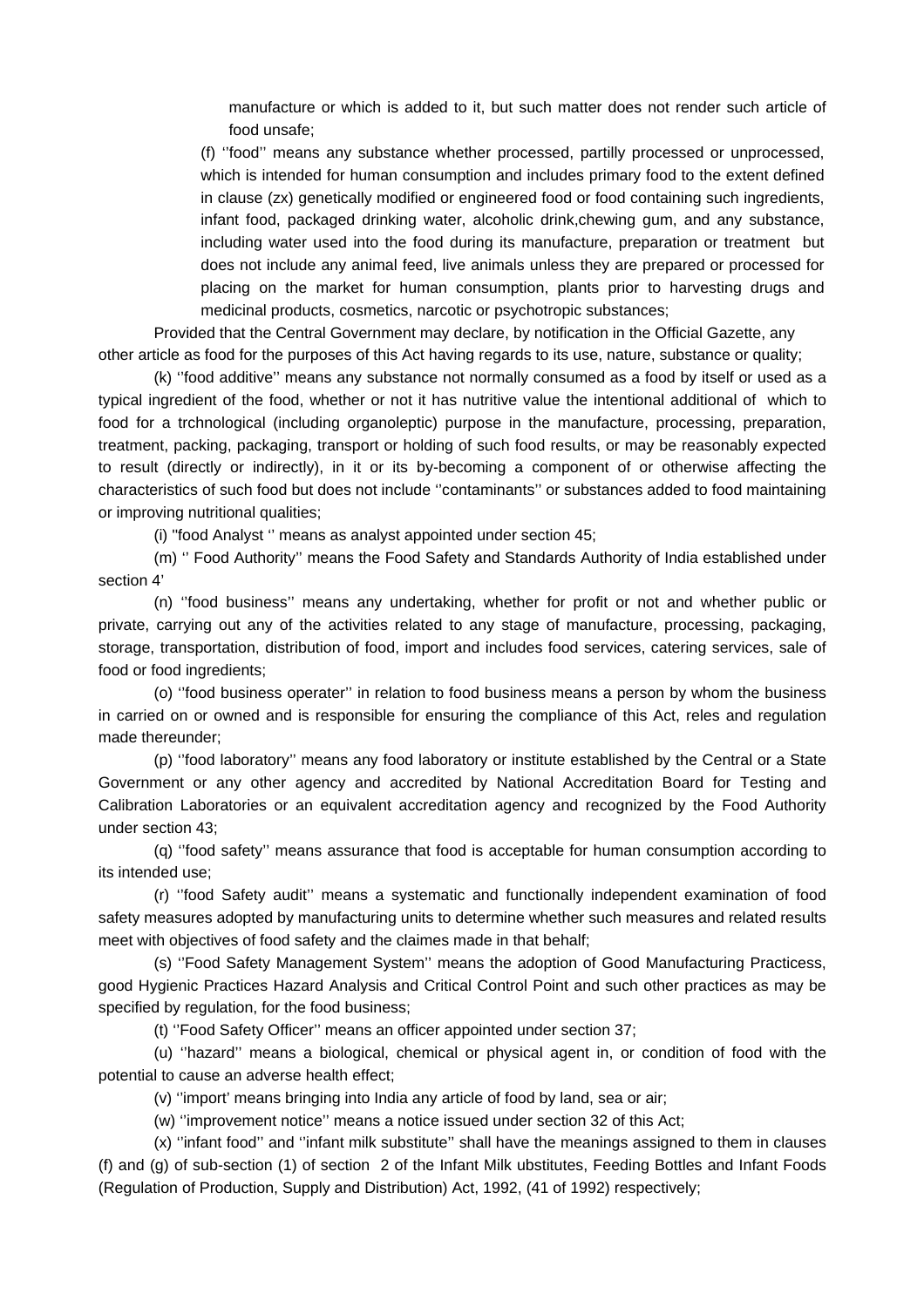manufacture or which is added to it, but such matter does not render such article of food unsafe;

(f) ''food'' means any substance whether processed, partilly processed or unprocessed, which is intended for human consumption and includes primary food to the extent defined in clause (zx) genetically modified or engineered food or food containing such ingredients, infant food, packaged drinking water, alcoholic drink,chewing gum, and any substance, including water used into the food during its manufacture, preparation or treatment but does not include any animal feed, live animals unless they are prepared or processed for placing on the market for human consumption, plants prior to harvesting drugs and medicinal products, cosmetics, narcotic or psychotropic substances;

Provided that the Central Government may declare, by notification in the Official Gazette, any other article as food for the purposes of this Act having regards to its use, nature, substance or quality;

(k) ''food additive'' means any substance not normally consumed as a food by itself or used as a typical ingredient of the food, whether or not it has nutritive value the intentional additional of which to food for a trchnological (including organoleptic) purpose in the manufacture, processing, preparation, treatment, packing, packaging, transport or holding of such food results, or may be reasonably expected to result (directly or indirectly), in it or its by-becoming a component of or otherwise affecting the characteristics of such food but does not include ''contaminants'' or substances added to food maintaining or improving nutritional qualities;

(i) "food Analyst '' means as analyst appointed under section 45;

(m) '' Food Authority'' means the Food Safety and Standards Authority of India established under section 4'

(n) ''food business'' means any undertaking, whether for profit or not and whether public or private, carrying out any of the activities related to any stage of manufacture, processing, packaging, storage, transportation, distribution of food, import and includes food services, catering services, sale of food or food ingredients;

(o) ''food business operater'' in relation to food business means a person by whom the business in carried on or owned and is responsible for ensuring the compliance of this Act, reles and regulation made thereunder;

(p) ''food laboratory'' means any food laboratory or institute established by the Central or a State Government or any other agency and accredited by National Accreditation Board for Testing and Calibration Laboratories or an equivalent accreditation agency and recognized by the Food Authority under section 43;

(q) ''food safety'' means assurance that food is acceptable for human consumption according to its intended use;

(r) ''food Safety audit'' means a systematic and functionally independent examination of food safety measures adopted by manufacturing units to determine whether such measures and related results meet with objectives of food safety and the claimes made in that behalf;

(s) ''Food Safety Management System'' means the adoption of Good Manufacturing Practicess, good Hygienic Practices Hazard Analysis and Critical Control Point and such other practices as may be specified by regulation, for the food business;

(t) ''Food Safety Officer'' means an officer appointed under section 37;

(u) ''hazard'' means a biological, chemical or physical agent in, or condition of food with the potential to cause an adverse health effect;

(v) ''import' means bringing into India any article of food by land, sea or air;

(w) ''improvement notice'' means a notice issued under section 32 of this Act;

(x) ''infant food'' and ''infant milk substitute'' shall have the meanings assigned to them in clauses (f) and (g) of sub-section (1) of section 2 of the Infant Milk ubstitutes, Feeding Bottles and Infant Foods (Regulation of Production, Supply and Distribution) Act, 1992, (41 of 1992) respectively;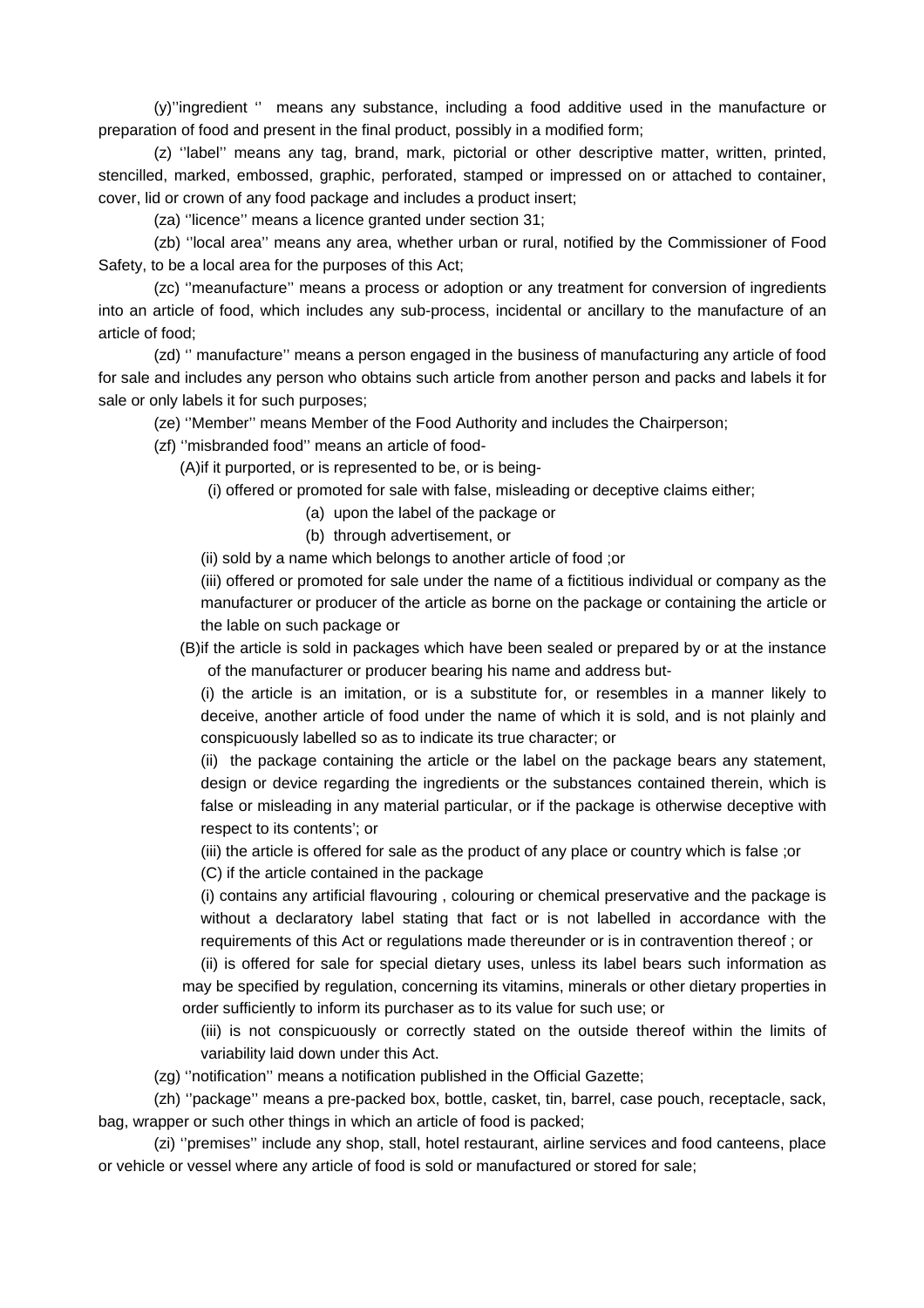(y)''ingredient '' means any substance, including a food additive used in the manufacture or preparation of food and present in the final product, possibly in a modified form;

(z) ''label'' means any tag, brand, mark, pictorial or other descriptive matter, written, printed, stencilled, marked, embossed, graphic, perforated, stamped or impressed on or attached to container, cover, lid or crown of any food package and includes a product insert;

(za) ''licence'' means a licence granted under section 31;

(zb) ''local area'' means any area, whether urban or rural, notified by the Commissioner of Food Safety, to be a local area for the purposes of this Act;

(zc) ''meanufacture'' means a process or adoption or any treatment for conversion of ingredients into an article of food, which includes any sub-process, incidental or ancillary to the manufacture of an article of food;

(zd) '' manufacture'' means a person engaged in the business of manufacturing any article of food for sale and includes any person who obtains such article from another person and packs and labels it for sale or only labels it for such purposes;

(ze) ''Member'' means Member of the Food Authority and includes the Chairperson;

(zf) ''misbranded food'' means an article of food-

(A)if it purported, or is represented to be, or is being-

(i) offered or promoted for sale with false, misleading or deceptive claims either;

(a) upon the label of the package or

(b) through advertisement, or

(ii) sold by a name which belongs to another article of food ;or

(iii) offered or promoted for sale under the name of a fictitious individual or company as the manufacturer or producer of the article as borne on the package or containing the article or the lable on such package or

(B)if the article is sold in packages which have been sealed or prepared by or at the instance of the manufacturer or producer bearing his name and address but-

(i) the article is an imitation, or is a substitute for, or resembles in a manner likely to deceive, another article of food under the name of which it is sold, and is not plainly and conspicuously labelled so as to indicate its true character; or

(ii) the package containing the article or the label on the package bears any statement, design or device regarding the ingredients or the substances contained therein, which is false or misleading in any material particular, or if the package is otherwise deceptive with respect to its contents'; or

(iii) the article is offered for sale as the product of any place or country which is false ;or

(C) if the article contained in the package

(i) contains any artificial flavouring , colouring or chemical preservative and the package is without a declaratory label stating that fact or is not labelled in accordance with the requirements of this Act or regulations made thereunder or is in contravention thereof ; or

(ii) is offered for sale for special dietary uses, unless its label bears such information as may be specified by regulation, concerning its vitamins, minerals or other dietary properties in order sufficiently to inform its purchaser as to its value for such use; or

(iii) is not conspicuously or correctly stated on the outside thereof within the limits of variability laid down under this Act.

(zg) ''notification'' means a notification published in the Official Gazette;

(zh) ''package'' means a pre-packed box, bottle, casket, tin, barrel, case pouch, receptacle, sack, bag, wrapper or such other things in which an article of food is packed;

(zi) ''premises'' include any shop, stall, hotel restaurant, airline services and food canteens, place or vehicle or vessel where any article of food is sold or manufactured or stored for sale;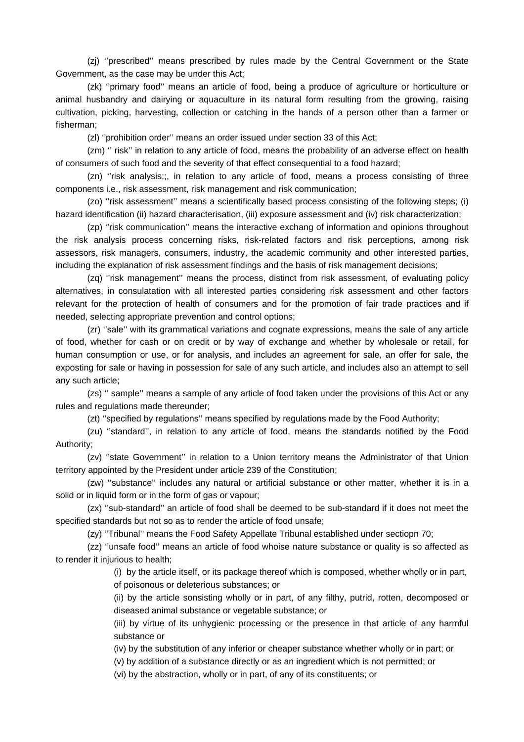(zj) ''prescribed'' means prescribed by rules made by the Central Government or the State Government, as the case may be under this Act;

(zk) ''primary food'' means an article of food, being a produce of agriculture or horticulture or animal husbandry and dairying or aquaculture in its natural form resulting from the growing, raising cultivation, picking, harvesting, collection or catching in the hands of a person other than a farmer or fisherman;

(zl) ''prohibition order'' means an order issued under section 33 of this Act;

(zm) '' risk'' in relation to any article of food, means the probability of an adverse effect on health of consumers of such food and the severity of that effect consequential to a food hazard;

(zn) ''risk analysis;;, in relation to any article of food, means a process consisting of three components i.e., risk assessment, risk management and risk communication;

(zo) ''risk assessment'' means a scientifically based process consisting of the following steps; (i) hazard identification (ii) hazard characterisation, (iii) exposure assessment and (iv) risk characterization;

(zp) ''risk communication'' means the interactive exchang of information and opinions throughout the risk analysis process concerning risks, risk-related factors and risk perceptions, among risk assessors, risk managers, consumers, industry, the academic community and other interested parties, including the explanation of risk assessment findings and the basis of risk management decisions;

(zq) ''risk management'' means the process, distinct from risk assessment, of evaluating policy alternatives, in consulatation with all interested parties considering risk assessment and other factors relevant for the protection of health of consumers and for the promotion of fair trade practices and if needed, selecting appropriate prevention and control options;

(zr) ''sale'' with its grammatical variations and cognate expressions, means the sale of any article of food, whether for cash or on credit or by way of exchange and whether by wholesale or retail, for human consumption or use, or for analysis, and includes an agreement for sale, an offer for sale, the exposting for sale or having in possession for sale of any such article, and includes also an attempt to sell any such article;

(zs) '' sample'' means a sample of any article of food taken under the provisions of this Act or any rules and regulations made thereunder;

(zt) ''specified by regulations'' means specified by regulations made by the Food Authority;

(zu) ''standard'', in relation to any article of food, means the standards notified by the Food Authority;

(zv) ''state Government'' in relation to a Union territory means the Administrator of that Union territory appointed by the President under article 239 of the Constitution;

(zw) ''substance'' includes any natural or artificial substance or other matter, whether it is in a solid or in liquid form or in the form of gas or vapour;

(zx) ''sub-standard'' an article of food shall be deemed to be sub-standard if it does not meet the specified standards but not so as to render the article of food unsafe;

(zy) ''Tribunal'' means the Food Safety Appellate Tribunal established under sectiopn 70;

(zz) ''unsafe food'' means an article of food whoise nature substance or quality is so affected as to render it injurious to health;

(i) by the article itself, or its package thereof which is composed, whether wholly or in part, of poisonous or deleterious substances; or

(ii) by the article sonsisting wholly or in part, of any filthy, putrid, rotten, decomposed or diseased animal substance or vegetable substance; or

(iii) by virtue of its unhygienic processing or the presence in that article of any harmful substance or

(iv) by the substitution of any inferior or cheaper substance whether wholly or in part; or

(v) by addition of a substance directly or as an ingredient which is not permitted; or

(vi) by the abstraction, wholly or in part, of any of its constituents; or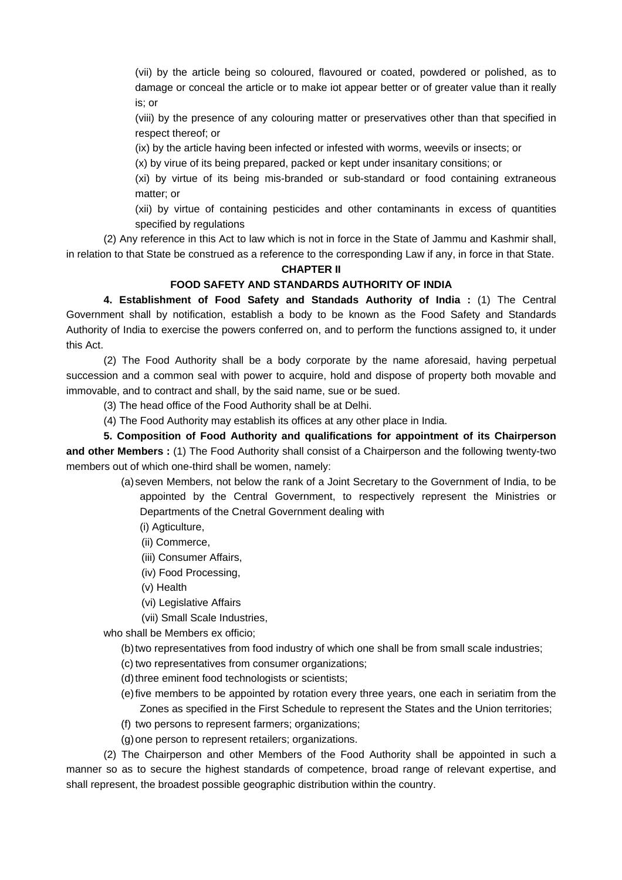(vii) by the article being so coloured, flavoured or coated, powdered or polished, as to damage or conceal the article or to make iot appear better or of greater value than it really is; or

(viii) by the presence of any colouring matter or preservatives other than that specified in respect thereof; or

(ix) by the article having been infected or infested with worms, weevils or insects; or

(x) by virue of its being prepared, packed or kept under insanitary consitions; or

(xi) by virtue of its being mis-branded or sub-standard or food containing extraneous matter; or

(xii) by virtue of containing pesticides and other contaminants in excess of quantities specified by regulations

(2) Any reference in this Act to law which is not in force in the State of Jammu and Kashmir shall, in relation to that State be construed as a reference to the corresponding Law if any, in force in that State.

## CHAPTER II

## FOOD SAFETY AND STANDARDS AUTHORITY OF INDIA

**4. Establishment of Food Safety and Standads Authority of India :** (1) The Central Government shall by notification, establish a body to be known as the Food Safety and Standards Authority of India to exercise the powers conferred on, and to perform the functions assigned to, it under this Act.

(2) The Food Authority shall be a body corporate by the name aforesaid, having perpetual succession and a common seal with power to acquire, hold and dispose of property both movable and immovable, and to contract and shall, by the said name, sue or be sued.

(3) The head office of the Food Authority shall be at Delhi.

(4) The Food Authority may establish its offices at any other place in India.

**5. Composition of Food Authority and qualifications for appointment of its Chairperson and other Members :** (1) The Food Authority shall consist of a Chairperson and the following twenty-two members out of which one-third shall be women, namely:

(a) seven Members, not below the rank of a Joint Secretary to the Government of India, to be appointed by the Central Government, to respectively represent the Ministries or Departments of the Cnetral Government dealing with

(i) Agticulture,

(ii) Commerce,

(iii) Consumer Affairs,

(iv) Food Processing,

(v) Health

(vi) Legislative Affairs

(vii) Small Scale Industries,

who shall be Members ex officio;

(b) two representatives from food industry of which one shall be from small scale industries;

(c) two representatives from consumer organizations;

(d) three eminent food technologists or scientists;

(e) five members to be appointed by rotation every three years, one each in seriatim from the Zones as specified in the First Schedule to represent the States and the Union territories;

(f) two persons to represent farmers; organizations;

(g) one person to represent retailers; organizations.

(2) The Chairperson and other Members of the Food Authority shall be appointed in such a manner so as to secure the highest standards of competence, broad range of relevant expertise, and shall represent, the broadest possible geographic distribution within the country.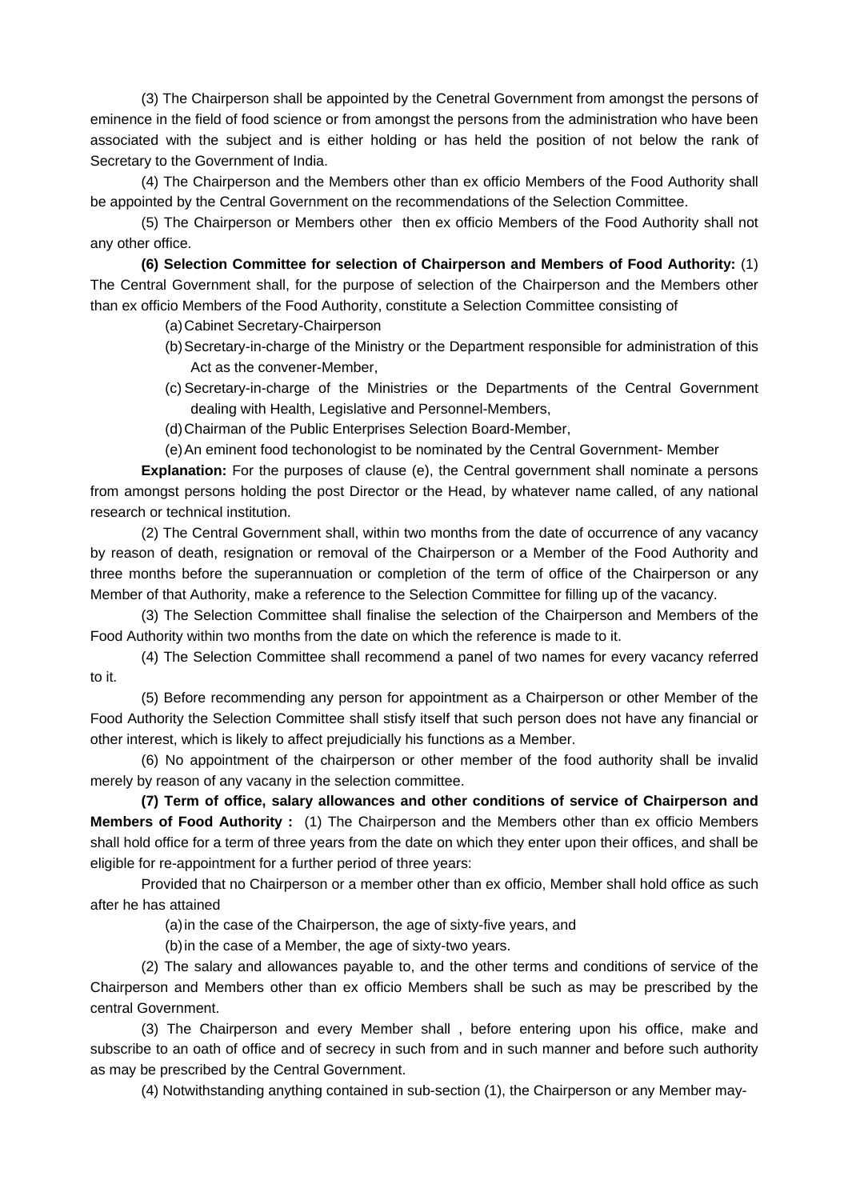(3) The Chairperson shall be appointed by the Cenetral Government from amongst the persons of eminence in the field of food science or from amongst the persons from the administration who have been associated with the subject and is either holding or has held the position of not below the rank of Secretary to the Government of India.

(4) The Chairperson and the Members other than ex officio Members of the Food Authority shall be appointed by the Central Government on the recommendations of the Selection Committee.

(5) The Chairperson or Members other then ex officio Members of the Food Authority shall not any other office.

**(6) Selection Committee for selection of Chairperson and Members of Food Authority:** (1) The Central Government shall, for the purpose of selection of the Chairperson and the Members other than ex officio Members of the Food Authority, constitute a Selection Committee consisting of

(a) Cabinet Secretary-Chairperson

(b) Secretary-in-charge of the Ministry or the Department responsible for administration of this Act as the convener-Member,

(c) Secretary-in-charge of the Ministries or the Departments of the Central Government dealing with Health, Legislative and Personnel-Members,

(d) Chairman of the Public Enterprises Selection Board-Member,

(e) An eminent food techonologist to be nominated by the Central Government- Member

**Explanation:** For the purposes of clause (e), the Central government shall nominate a persons from amongst persons holding the post Director or the Head, by whatever name called, of any national research or technical institution.

(2) The Central Government shall, within two months from the date of occurrence of any vacancy by reason of death, resignation or removal of the Chairperson or a Member of the Food Authority and three months before the superannuation or completion of the term of office of the Chairperson or any Member of that Authority, make a reference to the Selection Committee for filling up of the vacancy.

(3) The Selection Committee shall finalise the selection of the Chairperson and Members of the Food Authority within two months from the date on which the reference is made to it.

(4) The Selection Committee shall recommend a panel of two names for every vacancy referred to it.

(5) Before recommending any person for appointment as a Chairperson or other Member of the Food Authority the Selection Committee shall stisfy itself that such person does not have any financial or other interest, which is likely to affect prejudicially his functions as a Member.

(6) No appointment of the chairperson or other member of the food authority shall be invalid merely by reason of any vacany in the selection committee.

**(7) Term of office, salary allowances and other conditions of service of Chairperson and Members of Food Authority :** (1) The Chairperson and the Members other than ex officio Members shall hold office for a term of three years from the date on which they enter upon their offices, and shall be eligible for re-appointment for a further period of three years:

Provided that no Chairperson or a member other than ex officio, Member shall hold office as such after he has attained

(a) in the case of the Chairperson, the age of sixty-five years, and

(b) in the case of a Member, the age of sixty-two years.

(2) The salary and allowances payable to, and the other terms and conditions of service of the Chairperson and Members other than ex officio Members shall be such as may be prescribed by the central Government.

(3) The Chairperson and every Member shall , before entering upon his office, make and subscribe to an oath of office and of secrecy in such from and in such manner and before such authority as may be prescribed by the Central Government.

(4) Notwithstanding anything contained in sub-section (1), the Chairperson or any Member may-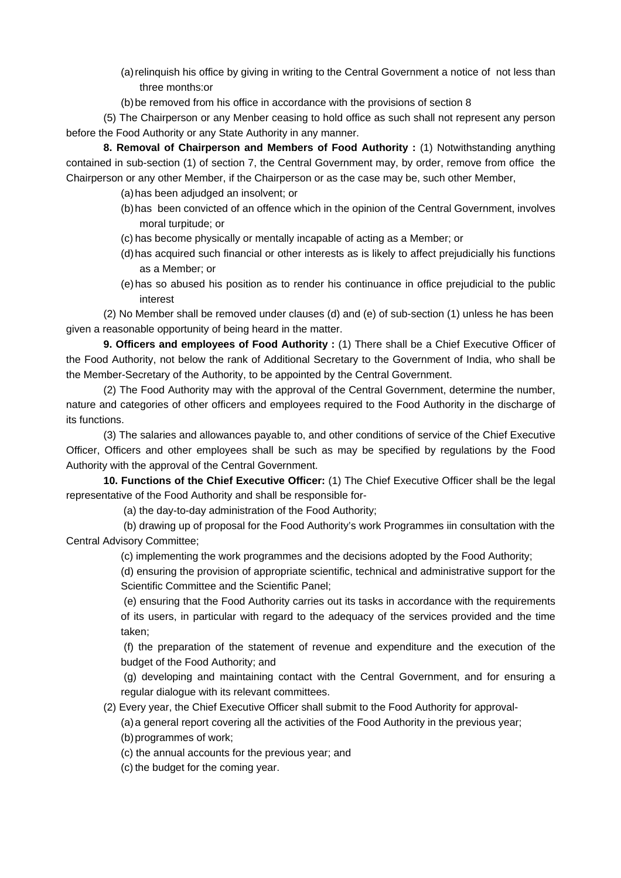(a) relinquish his office by giving in writing to the Central Government a notice of not less than three months:or

(b) be removed from his office in accordance with the provisions of section 8

(5) The Chairperson or any Menber ceasing to hold office as such shall not represent any person before the Food Authority or any State Authority in any manner.

**8. Removal of Chairperson and Members of Food Authority :** (1) Notwithstanding anything contained in sub-section (1) of section 7, the Central Government may, by order, remove from office the Chairperson or any other Member, if the Chairperson or as the case may be, such other Member,

(a) has been adjudged an insolvent; or

(b) has been convicted of an offence which in the opinion of the Central Government, involves moral turpitude; or

(c) has become physically or mentally incapable of acting as a Member; or

(d) has acquired such financial or other interests as is likely to affect prejudicially his functions as a Member; or

(e) has so abused his position as to render his continuance in office prejudicial to the public interest

(2) No Member shall be removed under clauses (d) and (e) of sub-section (1) unless he has been given a reasonable opportunity of being heard in the matter.

**9. Officers and employees of Food Authority :** (1) There shall be a Chief Executive Officer of the Food Authority, not below the rank of Additional Secretary to the Government of India, who shall be the Member-Secretary of the Authority, to be appointed by the Central Government.

(2) The Food Authority may with the approval of the Central Government, determine the number, nature and categories of other officers and employees required to the Food Authority in the discharge of its functions.

(3) The salaries and allowances payable to, and other conditions of service of the Chief Executive Officer, Officers and other employees shall be such as may be specified by regulations by the Food Authority with the approval of the Central Government.

**10. Functions of the Chief Executive Officer:** (1) The Chief Executive Officer shall be the legal representative of the Food Authority and shall be responsible for-

(a) the day-to-day administration of the Food Authority;

(b) drawing up of proposal for the Food Authority's work Programmes iin consultation with the Central Advisory Committee;

(c) implementing the work programmes and the decisions adopted by the Food Authority;

(d) ensuring the provision of appropriate scientific, technical and administrative support for the Scientific Committee and the Scientific Panel;

(e) ensuring that the Food Authority carries out its tasks in accordance with the requirements of its users, in particular with regard to the adequacy of the services provided and the time taken;

(f) the preparation of the statement of revenue and expenditure and the execution of the budget of the Food Authority; and

(g) developing and maintaining contact with the Central Government, and for ensuring a regular dialogue with its relevant committees.

(2) Every year, the Chief Executive Officer shall submit to the Food Authority for approval-

(a) a general report covering all the activities of the Food Authority in the previous year;

(b) programmes of work;

(c) the annual accounts for the previous year; and

(c) the budget for the coming year.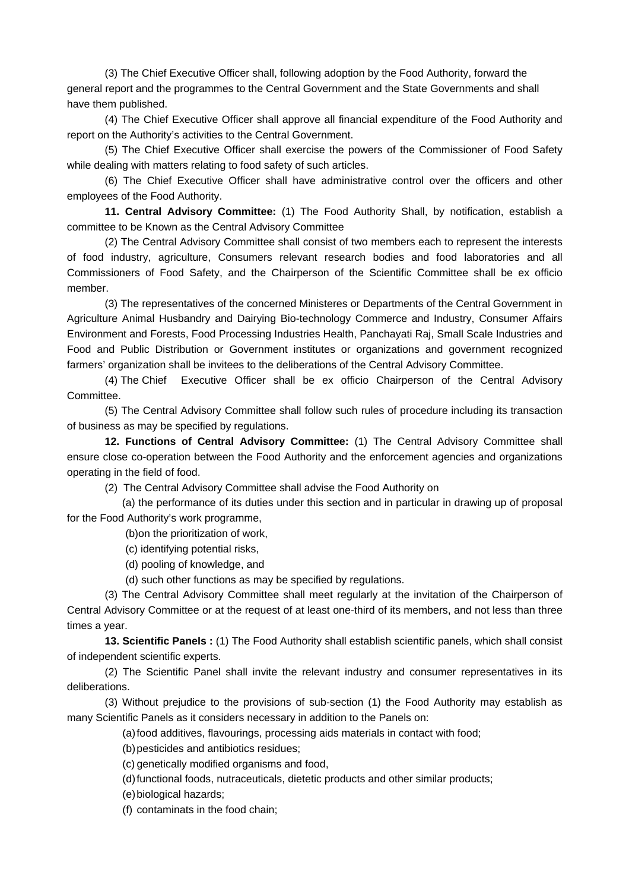(3) The Chief Executive Officer shall, following adoption by the Food Authority, forward the general report and the programmes to the Central Government and the State Governments and shall have them published.

(4) The Chief Executive Officer shall approve all financial expenditure of the Food Authority and report on the Authority's activities to the Central Government.

(5) The Chief Executive Officer shall exercise the powers of the Commissioner of Food Safety while dealing with matters relating to food safety of such articles.

(6) The Chief Executive Officer shall have administrative control over the officers and other employees of the Food Authority.

**11. Central Advisory Committee:** (1) The Food Authority Shall, by notification, establish a committee to be Known as the Central Advisory Committee

(2) The Central Advisory Committee shall consist of two members each to represent the interests of food industry, agriculture, Consumers relevant research bodies and food laboratories and all Commissioners of Food Safety, and the Chairperson of the Scientific Committee shall be ex officio member.

(3) The representatives of the concerned Ministeres or Departments of the Central Government in Agriculture Animal Husbandry and Dairying Bio-technology Commerce and Industry, Consumer Affairs Environment and Forests, Food Processing Industries Health, Panchayati Raj, Small Scale Industries and Food and Public Distribution or Government institutes or organizations and government recognized farmers' organization shall be invitees to the deliberations of the Central Advisory Committee.

(4) The Chief Executive Officer shall be ex officio Chairperson of the Central Advisory Committee.

(5) The Central Advisory Committee shall follow such rules of procedure including its transaction of business as may be specified by regulations.

**12. Functions of Central Advisory Committee:** (1) The Central Advisory Committee shall ensure close co-operation between the Food Authority and the enforcement agencies and organizations operating in the field of food.

(2) The Central Advisory Committee shall advise the Food Authority on

(a) the performance of its duties under this section and in particular in drawing up of proposal for the Food Authority's work programme,

(b)on the prioritization of work,

(c) identifying potential risks,

(d) pooling of knowledge, and

(d) such other functions as may be specified by regulations.

(3) The Central Advisory Committee shall meet regularly at the invitation of the Chairperson of Central Advisory Committee or at the request of at least one-third of its members, and not less than three times a year.

**13. Scientific Panels :** (1) The Food Authority shall establish scientific panels, which shall consist of independent scientific experts.

(2) The Scientific Panel shall invite the relevant industry and consumer representatives in its deliberations.

(3) Without prejudice to the provisions of sub-section (1) the Food Authority may establish as many Scientific Panels as it considers necessary in addition to the Panels on:

(a) food additives, flavourings, processing aids materials in contact with food;

(b) pesticides and antibiotics residues;

(c) genetically modified organisms and food,

(d) functional foods, nutraceuticals, dietetic products and other similar products;

(e) biological hazards;

(f) contaminats in the food chain;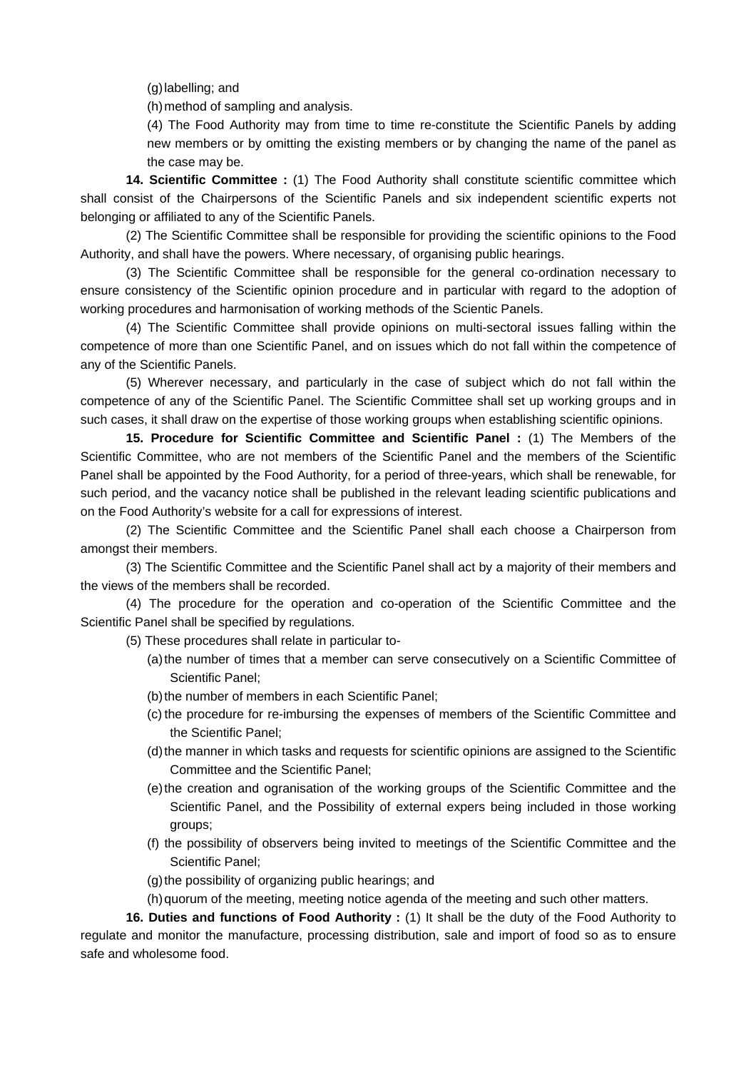(g) labelling; and

(h) method of sampling and analysis.

(4) The Food Authority may from time to time re-constitute the Scientific Panels by adding new members or by omitting the existing members or by changing the name of the panel as the case may be.

**14. Scientific Committee :** (1) The Food Authority shall constitute scientific committee which shall consist of the Chairpersons of the Scientific Panels and six independent scientific experts not belonging or affiliated to any of the Scientific Panels.

(2) The Scientific Committee shall be responsible for providing the scientific opinions to the Food Authority, and shall have the powers. Where necessary, of organising public hearings.

(3) The Scientific Committee shall be responsible for the general co-ordination necessary to ensure consistency of the Scientific opinion procedure and in particular with regard to the adoption of working procedures and harmonisation of working methods of the Scientic Panels.

(4) The Scientific Committee shall provide opinions on multi-sectoral issues falling within the competence of more than one Scientific Panel, and on issues which do not fall within the competence of any of the Scientific Panels.

(5) Wherever necessary, and particularly in the case of subject which do not fall within the competence of any of the Scientific Panel. The Scientific Committee shall set up working groups and in such cases, it shall draw on the expertise of those working groups when establishing scientific opinions.

**15. Procedure for Scientific Committee and Scientific Panel :** (1) The Members of the Scientific Committee, who are not members of the Scientific Panel and the members of the Scientific Panel shall be appointed by the Food Authority, for a period of three-years, which shall be renewable, for such period, and the vacancy notice shall be published in the relevant leading scientific publications and on the Food Authority's website for a call for expressions of interest.

(2) The Scientific Committee and the Scientific Panel shall each choose a Chairperson from amongst their members.

(3) The Scientific Committee and the Scientific Panel shall act by a majority of their members and the views of the members shall be recorded.

(4) The procedure for the operation and co-operation of the Scientific Committee and the Scientific Panel shall be specified by regulations.

(5) These procedures shall relate in particular to-

(a) the number of times that a member can serve consecutively on a Scientific Committee of Scientific Panel;

(b) the number of members in each Scientific Panel;

(c) the procedure for re-imbursing the expenses of members of the Scientific Committee and the Scientific Panel;

(d) the manner in which tasks and requests for scientific opinions are assigned to the Scientific Committee and the Scientific Panel;

(e) the creation and ogranisation of the working groups of the Scientific Committee and the Scientific Panel, and the Possibility of external expers being included in those working groups;

(f) the possibility of observers being invited to meetings of the Scientific Committee and the Scientific Panel;

(g) the possibility of organizing public hearings; and

(h) quorum of the meeting, meeting notice agenda of the meeting and such other matters.

**16. Duties and functions of Food Authority :** (1) It shall be the duty of the Food Authority to regulate and monitor the manufacture, processing distribution, sale and import of food so as to ensure safe and wholesome food.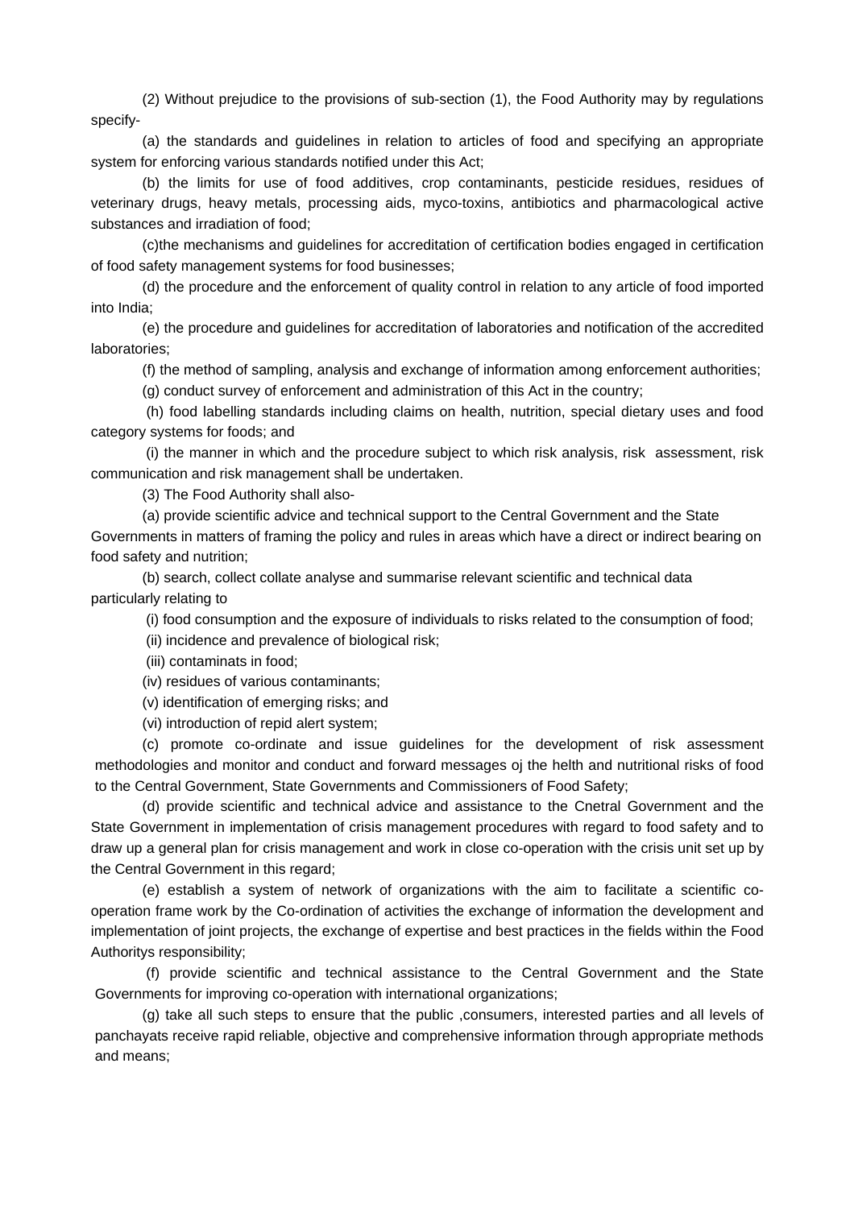(2) Without prejudice to the provisions of sub-section (1), the Food Authority may by regulations specify-

(a) the standards and guidelines in relation to articles of food and specifying an appropriate system for enforcing various standards notified under this Act;

(b) the limits for use of food additives, crop contaminants, pesticide residues, residues of veterinary drugs, heavy metals, processing aids, myco-toxins, antibiotics and pharmacological active substances and irradiation of food;

(c)the mechanisms and guidelines for accreditation of certification bodies engaged in certification of food safety management systems for food businesses;

(d) the procedure and the enforcement of quality control in relation to any article of food imported into India;

(e) the procedure and guidelines for accreditation of laboratories and notification of the accredited laboratories;

(f) the method of sampling, analysis and exchange of information among enforcement authorities;

(g) conduct survey of enforcement and administration of this Act in the country;

(h) food labelling standards including claims on health, nutrition, special dietary uses and food category systems for foods; and

(i) the manner in which and the procedure subject to which risk analysis, risk assessment, risk communication and risk management shall be undertaken.

(3) The Food Authority shall also-

(a) provide scientific advice and technical support to the Central Government and the State Governments in matters of framing the policy and rules in areas which have a direct or indirect bearing on food safety and nutrition;

(b) search, collect collate analyse and summarise relevant scientific and technical data particularly relating to

(i) food consumption and the exposure of individuals to risks related to the consumption of food;

(ii) incidence and prevalence of biological risk;

(iii) contaminats in food;

(iv) residues of various contaminants;

(v) identification of emerging risks; and

(vi) introduction of repid alert system;

(c) promote co-ordinate and issue guidelines for the development of risk assessment methodologies and monitor and conduct and forward messages oj the helth and nutritional risks of food to the Central Government, State Governments and Commissioners of Food Safety;

(d) provide scientific and technical advice and assistance to the Cnetral Government and the State Government in implementation of crisis management procedures with regard to food safety and to draw up a general plan for crisis management and work in close co-operation with the crisis unit set up by the Central Government in this regard;

(e) establish a system of network of organizations with the aim to facilitate a scientific co-operation frame work by the Co-ordination of activities the exchange of information the development and implementation of joint projects, the exchange of expertise and best practices in the fields within the Food Authoritys responsibility;

(f) provide scientific and technical assistance to the Central Government and the State Governments for improving co-operation with international organizations;

(g) take all such steps to ensure that the public ,consumers, interested parties and all levels of panchayats receive rapid reliable, objective and comprehensive information through appropriate methods and means;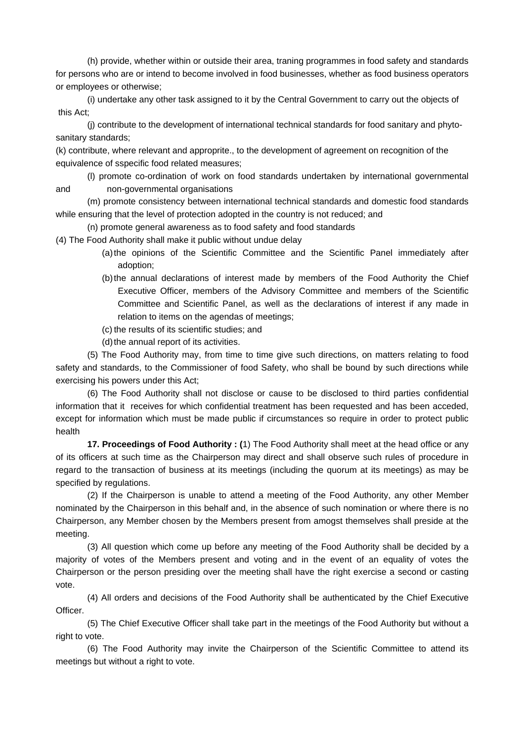(h) provide, whether within or outside their area, traning programmes in food safety and standards for persons who are or intend to become involved in food businesses, whether as food business operators or employees or otherwise;

(i) undertake any other task assigned to it by the Central Government to carry out the objects of this Act;

(j) contribute to the development of international technical standards for food sanitary and phyto-sanitary standards;

(k) contribute, where relevant and approprite., to the development of agreement on recognition of the equivalence of sspecific food related measures;

(l) promote co-ordination of work on food standards undertaken by international governmental and non-governmental organisations

(m) promote consistency between international technical standards and domestic food standards while ensuring that the level of protection adopted in the country is not reduced; and

(n) promote general awareness as to food safety and food standards

(4) The Food Authority shall make it public without undue delay

(a) the opinions of the Scientific Committee and the Scientific Panel immediately after adoption;

(b) the annual declarations of interest made by members of the Food Authority the Chief Executive Officer, members of the Advisory Committee and members of the Scientific Committee and Scientific Panel, as well as the declarations of interest if any made in relation to items on the agendas of meetings;

(c) the results of its scientific studies; and

(d) the annual report of its activities.

(5) The Food Authority may, from time to time give such directions, on matters relating to food safety and standards, to the Commissioner of food Safety, who shall be bound by such directions while exercising his powers under this Act;

(6) The Food Authority shall not disclose or cause to be disclosed to third parties confidential information that it receives for which confidential treatment has been requested and has been acceded, except for information which must be made public if circumstances so require in order to protect public health

**17. Proceedings of Food Authority : (**1) The Food Authority shall meet at the head office or any of its officers at such time as the Chairperson may direct and shall observe such rules of procedure in regard to the transaction of business at its meetings (including the quorum at its meetings) as may be specified by regulations.

(2) If the Chairperson is unable to attend a meeting of the Food Authority, any other Member nominated by the Chairperson in this behalf and, in the absence of such nomination or where there is no Chairperson, any Member chosen by the Members present from amogst themselves shall preside at the meeting.

(3) All question which come up before any meeting of the Food Authority shall be decided by a majority of votes of the Members present and voting and in the event of an equality of votes the Chairperson or the person presiding over the meeting shall have the right exercise a second or casting vote.

(4) All orders and decisions of the Food Authority shall be authenticated by the Chief Executive Officer.

(5) The Chief Executive Officer shall take part in the meetings of the Food Authority but without a right to vote.

(6) The Food Authority may invite the Chairperson of the Scientific Committee to attend its meetings but without a right to vote.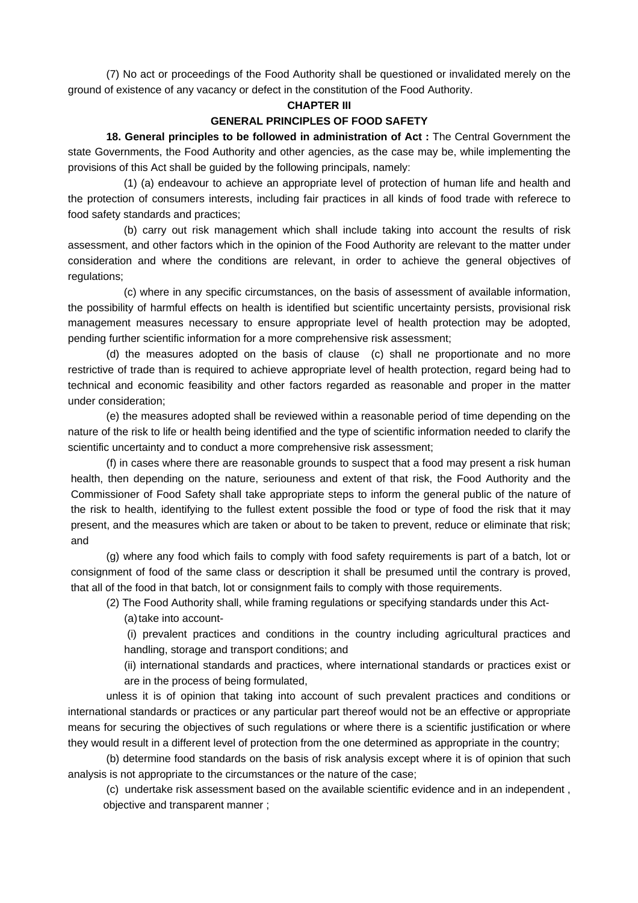(7) No act or proceedings of the Food Authority shall be questioned or invalidated merely on the ground of existence of any vacancy or defect in the constitution of the Food Authority.

## CHAPTER III

## GENERAL PRINCIPLES OF FOOD SAFETY

**18. General principles to be followed in administration of Act :** The Central Government the state Governments, the Food Authority and other agencies, as the case may be, while implementing the provisions of this Act shall be guided by the following principals, namely:

(1) (a) endeavour to achieve an appropriate level of protection of human life and health and the protection of consumers interests, including fair practices in all kinds of food trade with referece to food safety standards and practices;

(b) carry out risk management which shall include taking into account the results of risk assessment, and other factors which in the opinion of the Food Authority are relevant to the matter under consideration and where the conditions are relevant, in order to achieve the general objectives of regulations;

(c) where in any specific circumstances, on the basis of assessment of available information, the possibility of harmful effects on health is identified but scientific uncertainty persists, provisional risk management measures necessary to ensure appropriate level of health protection may be adopted, pending further scientific information for a more comprehensive risk assessment;

(d) the measures adopted on the basis of clause (c) shall ne proportionate and no more restrictive of trade than is required to achieve appropriate level of health protection, regard being had to technical and economic feasibility and other factors regarded as reasonable and proper in the matter under consideration;

(e) the measures adopted shall be reviewed within a reasonable period of time depending on the nature of the risk to life or health being identified and the type of scientific information needed to clarify the scientific uncertainty and to conduct a more comprehensive risk assessment;

(f) in cases where there are reasonable grounds to suspect that a food may present a risk human health, then depending on the nature, seriouness and extent of that risk, the Food Authority and the Commissioner of Food Safety shall take appropriate steps to inform the general public of the nature of the risk to health, identifying to the fullest extent possible the food or type of food the risk that it may present, and the measures which are taken or about to be taken to prevent, reduce or eliminate that risk; and

(g) where any food which fails to comply with food safety requirements is part of a batch, lot or consignment of food of the same class or description it shall be presumed until the contrary is proved, that all of the food in that batch, lot or consignment fails to comply with those requirements.

(2) The Food Authority shall, while framing regulations or specifying standards under this Act-

(a) take into account-

(i) prevalent practices and conditions in the country including agricultural practices and handling, storage and transport conditions; and

(ii) international standards and practices, where international standards or practices exist or are in the process of being formulated,

unless it is of opinion that taking into account of such prevalent practices and conditions or international standards or practices or any particular part thereof would not be an effective or appropriate means for securing the objectives of such regulations or where there is a scientific justification or where they would result in a different level of protection from the one determined as appropriate in the country;

(b) determine food standards on the basis of risk analysis except where it is of opinion that such analysis is not appropriate to the circumstances or the nature of the case;

(c) undertake risk assessment based on the available scientific evidence and in an independent , objective and transparent manner ;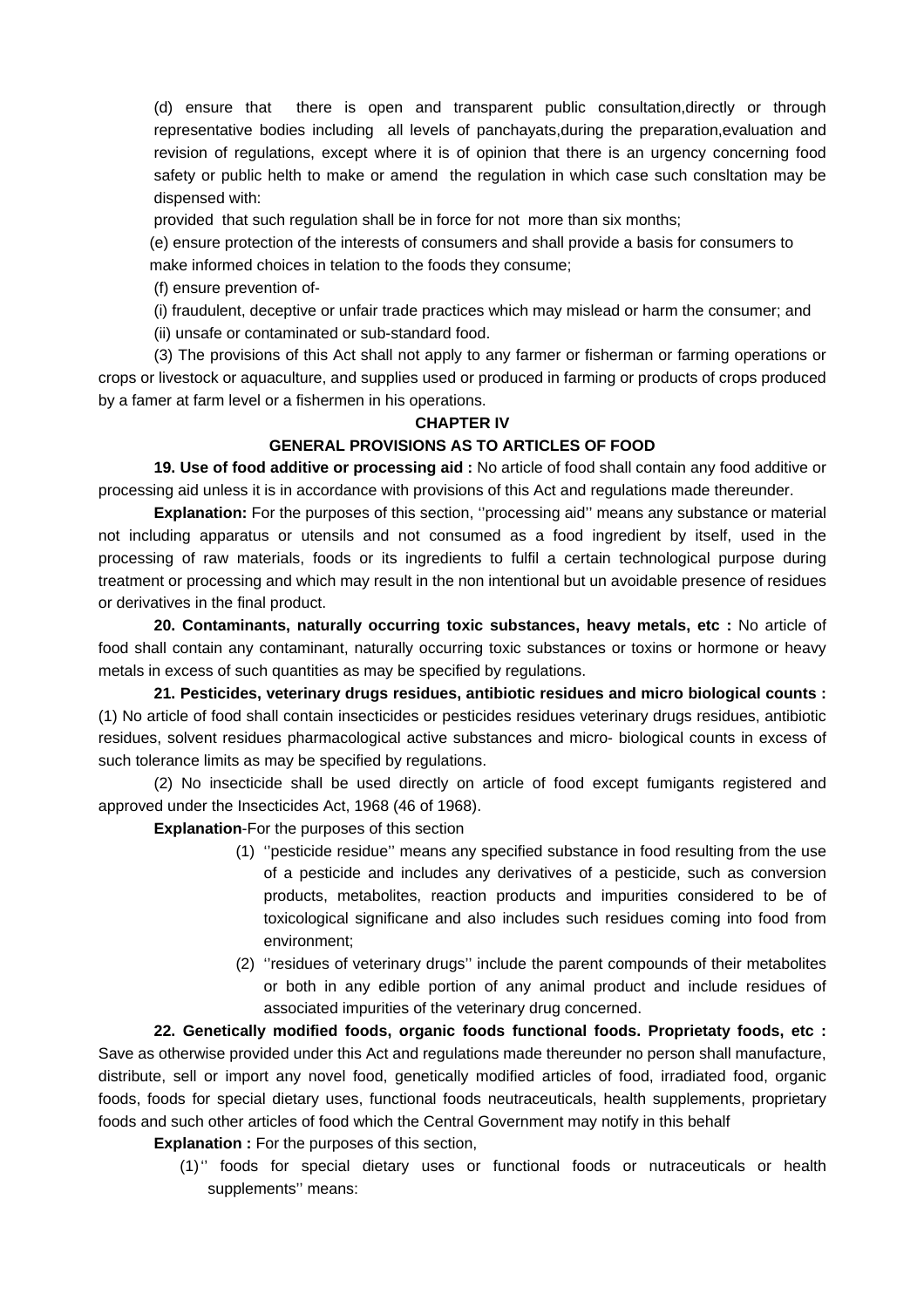(d) ensure that there is open and transparent public consultation,directly or through representative bodies including all levels of panchayats,during the preparation,evaluation and revision of regulations, except where it is of opinion that there is an urgency concerning food safety or public helth to make or amend the regulation in which case such consltation may be dispensed with:

provided that such regulation shall be in force for not more than six months;

(e) ensure protection of the interests of consumers and shall provide a basis for consumers to make informed choices in telation to the foods they consume;

(f) ensure prevention of-

(i) fraudulent, deceptive or unfair trade practices which may mislead or harm the consumer; and

(ii) unsafe or contaminated or sub-standard food.

(3) The provisions of this Act shall not apply to any farmer or fisherman or farming operations or crops or livestock or aquaculture, and supplies used or produced in farming or products of crops produced by a famer at farm level or a fishermen in his operations.

## CHAPTER IV

## GENERAL PROVISIONS AS TO ARTICLES OF FOOD

**19. Use of food additive or processing aid :** No article of food shall contain any food additive or processing aid unless it is in accordance with provisions of this Act and regulations made thereunder.

**Explanation:** For the purposes of this section, ''processing aid'' means any substance or material not including apparatus or utensils and not consumed as a food ingredient by itself, used in the processing of raw materials, foods or its ingredients to fulfil a certain technological purpose during treatment or processing and which may result in the non intentional but un avoidable presence of residues or derivatives in the final product.

**20. Contaminants, naturally occurring toxic substances, heavy metals, etc :** No article of food shall contain any contaminant, naturally occurring toxic substances or toxins or hormone or heavy metals in excess of such quantities as may be specified by regulations.

**21. Pesticides, veterinary drugs residues, antibiotic residues and micro biological counts :** (1) No article of food shall contain insecticides or pesticides residues veterinary drugs residues, antibiotic residues, solvent residues pharmacological active substances and micro- biological counts in excess of such tolerance limits as may be specified by regulations.

(2) No insecticide shall be used directly on article of food except fumigants registered and approved under the Insecticides Act, 1968 (46 of 1968).

**Explanation**-For the purposes of this section

(1) ''pesticide residue'' means any specified substance in food resulting from the use of a pesticide and includes any derivatives of a pesticide, such as conversion products, metabolites, reaction products and impurities considered to be of toxicological significane and also includes such residues coming into food from environment;

(2) ''residues of veterinary drugs'' include the parent compounds of their metabolites or both in any edible portion of any animal product and include residues of associated impurities of the veterinary drug concerned.

**22. Genetically modified foods, organic foods functional foods. Proprietaty foods, etc :** Save as otherwise provided under this Act and regulations made thereunder no person shall manufacture, distribute, sell or import any novel food, genetically modified articles of food, irradiated food, organic foods, foods for special dietary uses, functional foods neutraceuticals, health supplements, proprietary foods and such other articles of food which the Central Government may notify in this behalf

**Explanation :** For the purposes of this section,

(1) '' foods for special dietary uses or functional foods or nutraceuticals or health supplements'' means: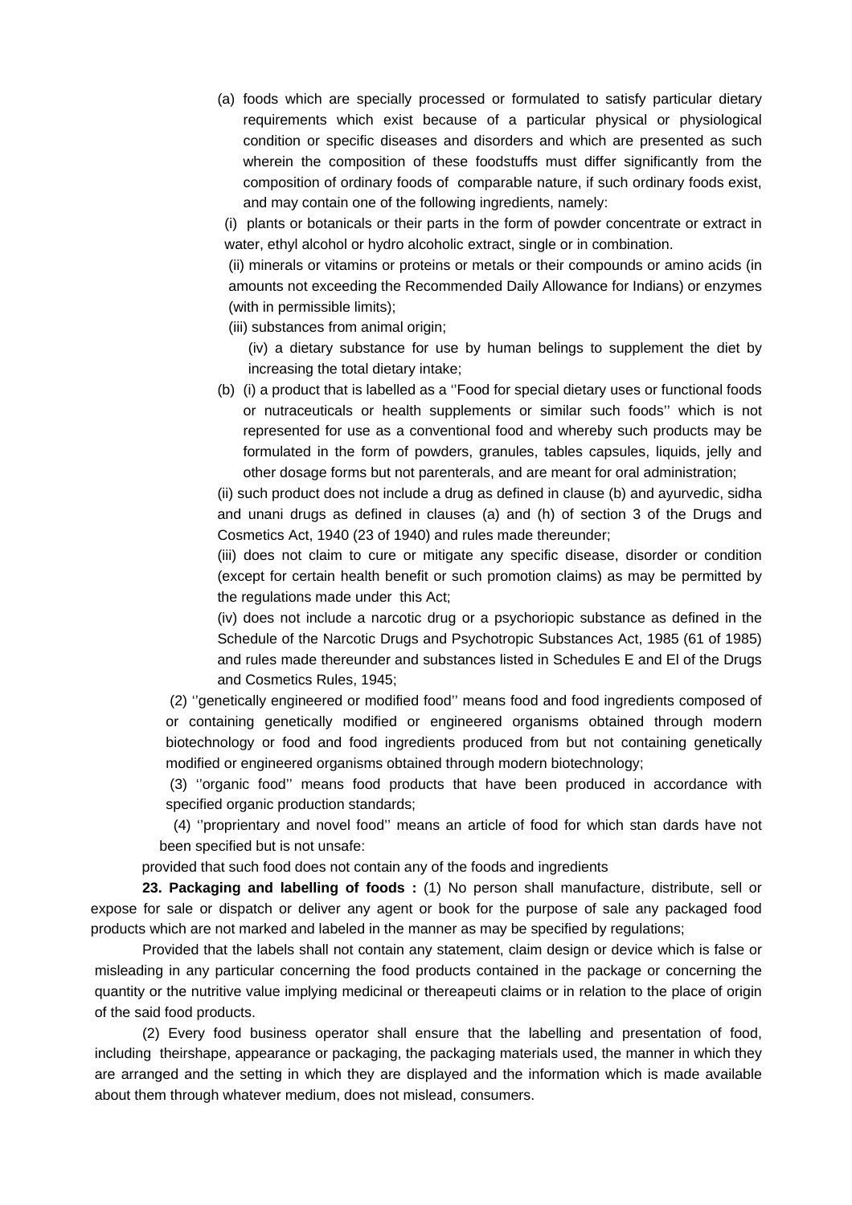(a) foods which are specially processed or formulated to satisfy particular dietary requirements which exist because of a particular physical or physiological condition or specific diseases and disorders and which are presented as such wherein the composition of these foodstuffs must differ significantly from the composition of ordinary foods of comparable nature, if such ordinary foods exist, and may contain one of the following ingredients, namely:

(i) plants or botanicals or their parts in the form of powder concentrate or extract in water, ethyl alcohol or hydro alcoholic extract, single or in combination.

(ii) minerals or vitamins or proteins or metals or their compounds or amino acids (in amounts not exceeding the Recommended Daily Allowance for Indians) or enzymes (with in permissible limits);

(iii) substances from animal origin;

(iv) a dietary substance for use by human belings to supplement the diet by increasing the total dietary intake;

(b) (i) a product that is labelled as a ''Food for special dietary uses or functional foods or nutraceuticals or health supplements or similar such foods'' which is not represented for use as a conventional food and whereby such products may be formulated in the form of powders, granules, tables capsules, liquids, jelly and other dosage forms but not parenterals, and are meant for oral administration;

(ii) such product does not include a drug as defined in clause (b) and ayurvedic, sidha and unani drugs as defined in clauses (a) and (h) of section 3 of the Drugs and Cosmetics Act, 1940 (23 of 1940) and rules made thereunder;

(iii) does not claim to cure or mitigate any specific disease, disorder or condition (except for certain health benefit or such promotion claims) as may be permitted by the regulations made under this Act;

(iv) does not include a narcotic drug or a psychoriopic substance as defined in the Schedule of the Narcotic Drugs and Psychotropic Substances Act, 1985 (61 of 1985) and rules made thereunder and substances listed in Schedules E and El of the Drugs and Cosmetics Rules, 1945;

(2) ''genetically engineered or modified food'' means food and food ingredients composed of or containing genetically modified or engineered organisms obtained through modern biotechnology or food and food ingredients produced from but not containing genetically modified or engineered organisms obtained through modern biotechnology;

(3) ''organic food'' means food products that have been produced in accordance with specified organic production standards;

(4) ''proprietary and novel food'' means an article of food for which stan dards have not been specified but is not unsafe:

provided that such food does not contain any of the foods and ingredients

**23. Packaging and labelling of foods :** (1) No person shall manufacture, distribute, sell or expose for sale or dispatch or deliver any agent or book for the purpose of sale any packaged food products which are not marked and labeled in the manner as may be specified by regulations;

Provided that the labels shall not contain any statement, claim design or device which is false or misleading in any particular concerning the food products contained in the package or concerning the quantity or the nutritive value implying medicinal or thereapeuti claims or in relation to the place of origin of the said food products.

(2) Every food business operator shall ensure that the labelling and presentation of food, including theirshape, appearance or packaging, the packaging materials used, the manner in which they are arranged and the setting in which they are displayed and the information which is made available about them through whatever medium, does not mislead, consumers.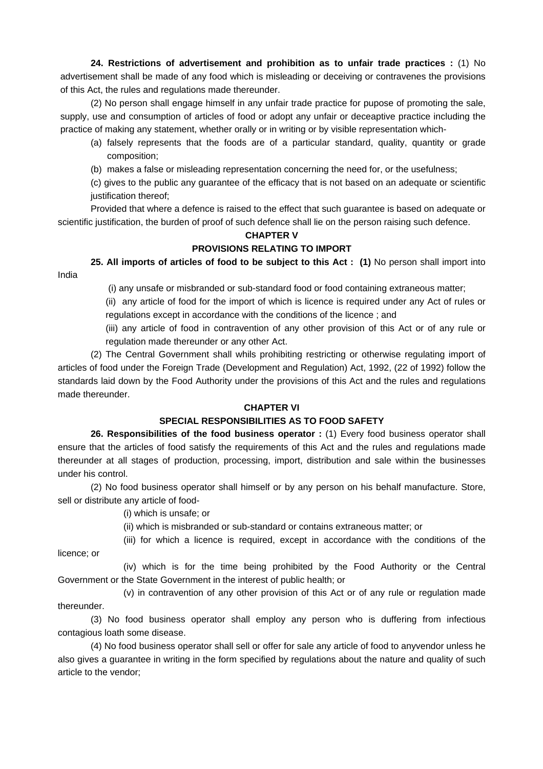**24. Restrictions of advertisement and prohibition as to unfair trade practices :** (1) No advertisement shall be made of any food which is misleading or deceiving or contravenes the provisions of this Act, the rules and regulations made thereunder.

(2) No person shall engage himself in any unfair trade practice for pupose of promoting the sale, supply, use and consumption of articles of food or adopt any unfair or deceaptive practice including the practice of making any statement, whether orally or in writing or by visible representation which-

(a) falsely represents that the foods are of a particular standard, quality, quantity or grade composition;

(b) makes a false or misleading representation concerning the need for, or the usefulness;

(c) gives to the public any guarantee of the efficacy that is not based on an adequate or scientific justification thereof;

Provided that where a defence is raised to the effect that such guarantee is based on adequate or scientific justification, the burden of proof of such defence shall lie on the person raising such defence.

## CHAPTER V

## PROVISIONS RELATING TO IMPORT

**25. All imports of articles of food to be subject to this Act : (1)** No person shall import into India

(i) any unsafe or misbranded or sub-standard food or food containing extraneous matter;

(ii) any article of food for the import of which is licence is required under any Act of rules or regulations except in accordance with the conditions of the licence ; and

(iii) any article of food in contravention of any other provision of this Act or of any rule or regulation made thereunder or any other Act.

(2) The Central Government shall whils prohibiting restricting or otherwise regulating import of articles of food under the Foreign Trade (Development and Regulation) Act, 1992, (22 of 1992) follow the standards laid down by the Food Authority under the provisions of this Act and the rules and regulations made thereunder.

## CHAPTER VI

## SPECIAL RESPONSIBILITIES AS TO FOOD SAFETY

**26. Responsibilities of the food business operator :** (1) Every food business operator shall ensure that the articles of food satisfy the requirements of this Act and the rules and regulations made thereunder at all stages of production, processing, import, distribution and sale within the businesses under his control.

(2) No food business operator shall himself or by any person on his behalf manufacture. Store, sell or distribute any article of food-

(i) which is unsafe; or

(ii) which is misbranded or sub-standard or contains extraneous matter; or

(iii) for which a licence is required, except in accordance with the conditions of the licence; or

(iv) which is for the time being prohibited by the Food Authority or the Central Government or the State Government in the interest of public health; or

(v) in contravention of any other provision of this Act or of any rule or regulation made thereunder.

(3) No food business operator shall employ any person who is duffering from infectious contagious loath some disease.

(4) No food business operator shall sell or offer for sale any article of food to anyvendor unless he also gives a guarantee in writing in the form specified by regulations about the nature and quality of such article to the vendor;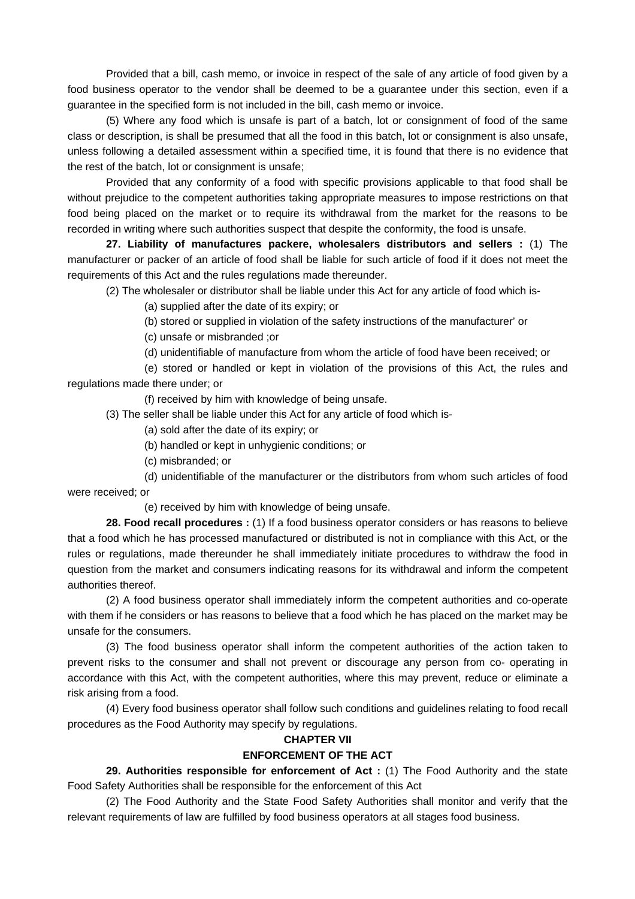Provided that a bill, cash memo, or invoice in respect of the sale of any article of food given by a food business operator to the vendor shall be deemed to be a guarantee under this section, even if a guarantee in the specified form is not included in the bill, cash memo or invoice.

(5) Where any food which is unsafe is part of a batch, lot or consignment of food of the same class or description, is shall be presumed that all the food in this batch, lot or consignment is also unsafe, unless following a detailed assessment within a specified time, it is found that there is no evidence that the rest of the batch, lot or consignment is unsafe;

Provided that any conformity of a food with specific provisions applicable to that food shall be without prejudice to the competent authorities taking appropriate measures to impose restrictions on that food being placed on the market or to require its withdrawal from the market for the reasons to be recorded in writing where such authorities suspect that despite the conformity, the food is unsafe.

**27. Liability of manufactures packere, wholesalers distributors and sellers :** (1) The manufacturer or packer of an article of food shall be liable for such article of food if it does not meet the requirements of this Act and the rules regulations made thereunder.

(2) The wholesaler or distributor shall be liable under this Act for any article of food which is-

(a) supplied after the date of its expiry; or

(b) stored or supplied in violation of the safety instructions of the manufacturer' or

(c) unsafe or misbranded ;or

(d) unidentifiable of manufacture from whom the article of food have been received; or

(e) stored or handled or kept in violation of the provisions of this Act, the rules and regulations made there under; or

(f) received by him with knowledge of being unsafe.

(3) The seller shall be liable under this Act for any article of food which is-

(a) sold after the date of its expiry; or

(b) handled or kept in unhygienic conditions; or

(c) misbranded; or

(d) unidentifiable of the manufacturer or the distributors from whom such articles of food were received; or

(e) received by him with knowledge of being unsafe.

**28. Food recall procedures :** (1) If a food business operator considers or has reasons to believe that a food which he has processed manufactured or distributed is not in compliance with this Act, or the rules or regulations, made thereunder he shall immediately initiate procedures to withdraw the food in question from the market and consumers indicating reasons for its withdrawal and inform the competent authorities thereof.

(2) A food business operator shall immediately inform the competent authorities and co-operate with them if he considers or has reasons to believe that a food which he has placed on the market may be unsafe for the consumers.

(3) The food business operator shall inform the competent authorities of the action taken to prevent risks to the consumer and shall not prevent or discourage any person from co- operating in accordance with this Act, with the competent authorities, where this may prevent, reduce or eliminate a risk arising from a food.

(4) Every food business operator shall follow such conditions and guidelines relating to food recall procedures as the Food Authority may specify by regulations.

## CHAPTER VII

## ENFORCEMENT OF THE ACT

**29. Authorities responsible for enforcement of Act :** (1) The Food Authority and the state Food Safety Authorities shall be responsible for the enforcement of this Act

(2) The Food Authority and the State Food Safety Authorities shall monitor and verify that the relevant requirements of law are fulfilled by food business operators at all stages food business.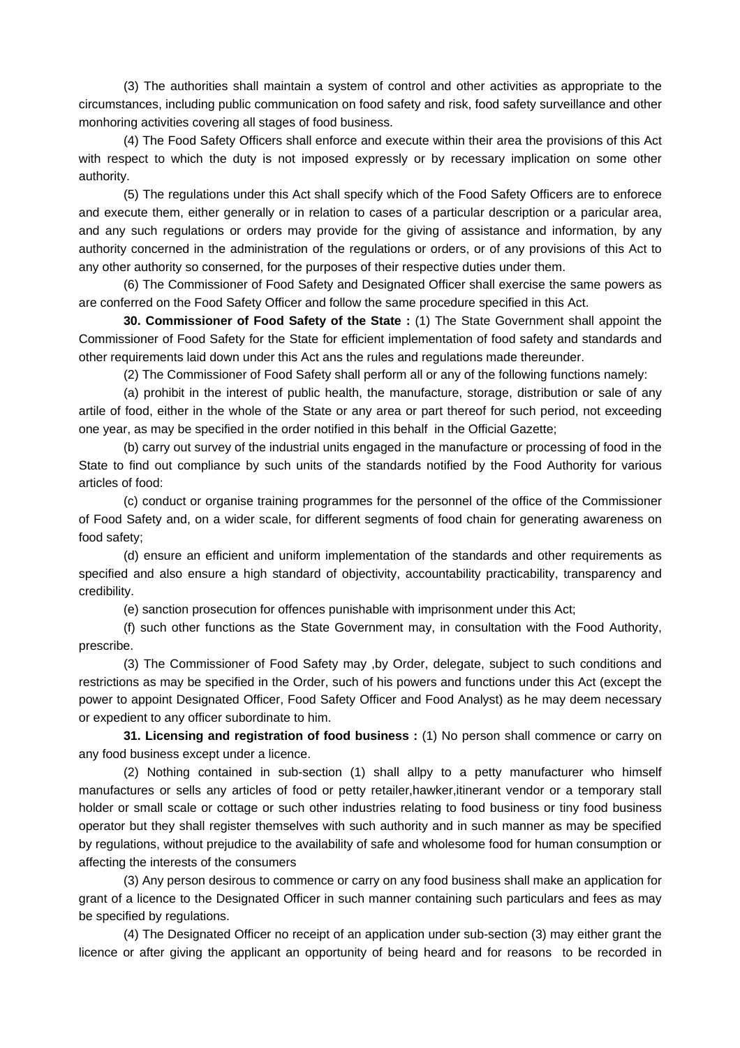(3) The authorities shall maintain a system of control and other activities as appropriate to the circumstances, including public communication on food safety and risk, food safety surveillance and other monhoring activities covering all stages of food business.

(4) The Food Safety Officers shall enforce and execute within their area the provisions of this Act with respect to which the duty is not imposed expressly or by recessary implication on some other authority.

(5) The regulations under this Act shall specify which of the Food Safety Officers are to enforece and execute them, either generally or in relation to cases of a particular description or a paricular area, and any such regulations or orders may provide for the giving of assistance and information, by any authority concerned in the administration of the regulations or orders, or of any provisions of this Act to any other authority so conserned, for the purposes of their respective duties under them.

(6) The Commissioner of Food Safety and Designated Officer shall exercise the same powers as are conferred on the Food Safety Officer and follow the same procedure specified in this Act.

**30. Commissioner of Food Safety of the State :** (1) The State Government shall appoint the Commissioner of Food Safety for the State for efficient implementation of food safety and standards and other requirements laid down under this Act ans the rules and regulations made thereunder.

(2) The Commissioner of Food Safety shall perform all or any of the following functions namely:

(a) prohibit in the interest of public health, the manufacture, storage, distribution or sale of any artile of food, either in the whole of the State or any area or part thereof for such period, not exceeding one year, as may be specified in the order notified in this behalf in the Official Gazette;

(b) carry out survey of the industrial units engaged in the manufacture or processing of food in the State to find out compliance by such units of the standards notified by the Food Authority for various articles of food:

(c) conduct or organise training programmes for the personnel of the office of the Commissioner of Food Safety and, on a wider scale, for different segments of food chain for generating awareness on food safety;

(d) ensure an efficient and uniform implementation of the standards and other requirements as specified and also ensure a high standard of objectivity, accountability practicability, transparency and credibility.

(e) sanction prosecution for offences punishable with imprisonment under this Act;

(f) such other functions as the State Government may, in consultation with the Food Authority, prescribe.

(3) The Commissioner of Food Safety may ,by Order, delegate, subject to such conditions and restrictions as may be specified in the Order, such of his powers and functions under this Act (except the power to appoint Designated Officer, Food Safety Officer and Food Analyst) as he may deem necessary or expedient to any officer subordinate to him.

**31. Licensing and registration of food business :** (1) No person shall commence or carry on any food business except under a licence.

(2) Nothing contained in sub-section (1) shall allpy to a petty manufacturer who himself manufactures or sells any articles of food or petty retailer,hawker,itinerant vendor or a temporary stall holder or small scale or cottage or such other industries relating to food business or tiny food business operator but they shall register themselves with such authority and in such manner as may be specified by regulations, without prejudice to the availability of safe and wholesome food for human consumption or affecting the interests of the consumers

(3) Any person desirous to commence or carry on any food business shall make an application for grant of a licence to the Designated Officer in such manner containing such particulars and fees as may be specified by regulations.

(4) The Designated Officer no receipt of an application under sub-section (3) may either grant the licence or after giving the applicant an opportunity of being heard and for reasons to be recorded in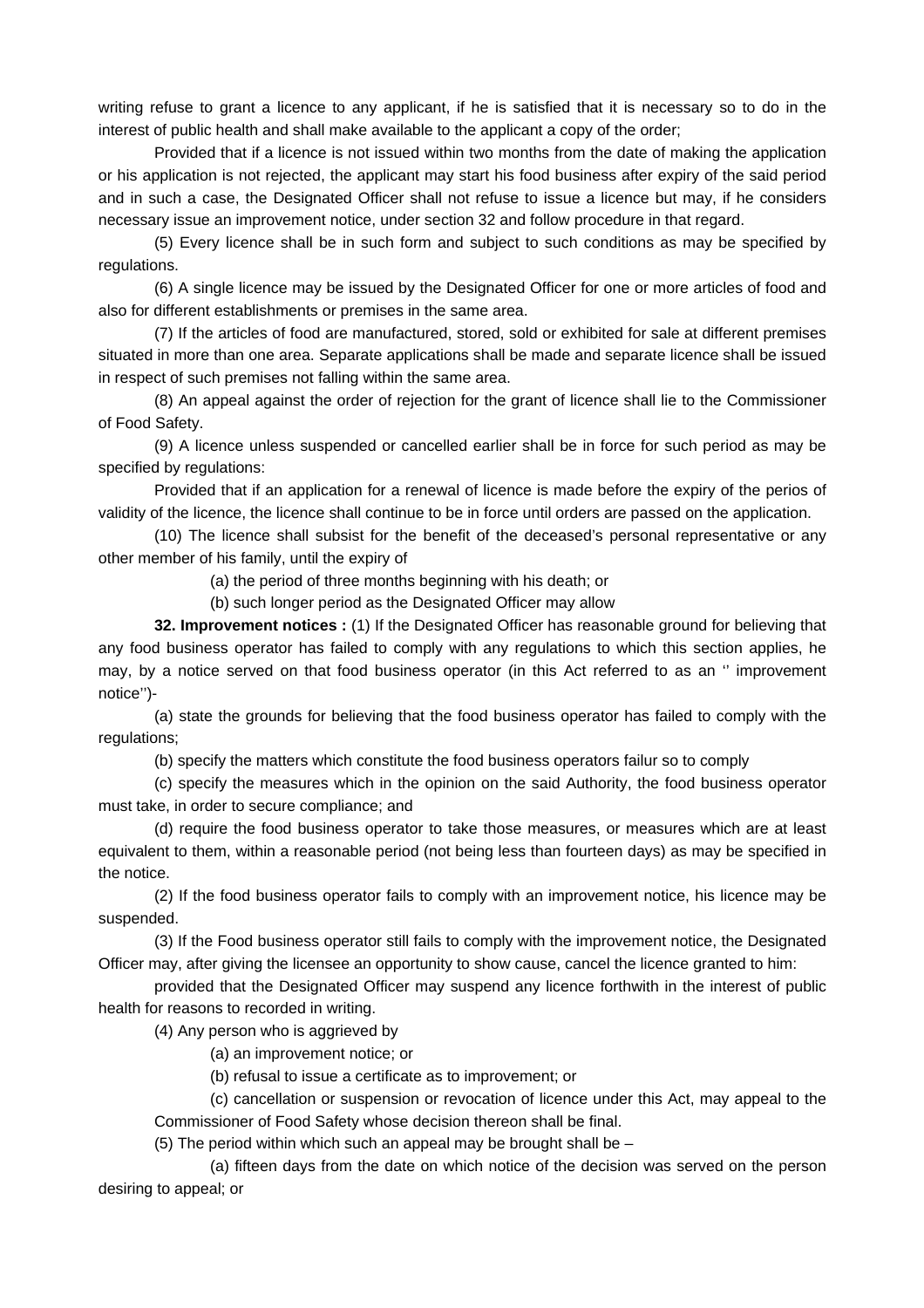writing refuse to grant a licence to any applicant, if he is satisfied that it is necessary so to do in the interest of public health and shall make available to the applicant a copy of the order;

Provided that if a licence is not issued within two months from the date of making the application or his application is not rejected, the applicant may start his food business after expiry of the said period and in such a case, the Designated Officer shall not refuse to issue a licence but may, if he considers necessary issue an improvement notice, under section 32 and follow procedure in that regard.

(5) Every licence shall be in such form and subject to such conditions as may be specified by regulations.

(6) A single licence may be issued by the Designated Officer for one or more articles of food and also for different establishments or premises in the same area.

(7) If the articles of food are manufactured, stored, sold or exhibited for sale at different premises situated in more than one area. Separate applications shall be made and separate licence shall be issued in respect of such premises not falling within the same area.

(8) An appeal against the order of rejection for the grant of licence shall lie to the Commissioner of Food Safety.

(9) A licence unless suspended or cancelled earlier shall be in force for such period as may be specified by regulations:

Provided that if an application for a renewal of licence is made before the expiry of the perios of validity of the licence, the licence shall continue to be in force until orders are passed on the application.

(10) The licence shall subsist for the benefit of the deceased's personal representative or any other member of his family, until the expiry of

(a) the period of three months beginning with his death; or

(b) such longer period as the Designated Officer may allow

**32. Improvement notices :** (1) If the Designated Officer has reasonable ground for believing that any food business operator has failed to comply with any regulations to which this section applies, he may, by a notice served on that food business operator (in this Act referred to as an '' improvement notice'')-

(a) state the grounds for believing that the food business operator has failed to comply with the regulations;

(b) specify the matters which constitute the food business operators failur so to comply

(c) specify the measures which in the opinion on the said Authority, the food business operator must take, in order to secure compliance; and

(d) require the food business operator to take those measures, or measures which are at least equivalent to them, within a reasonable period (not being less than fourteen days) as may be specified in the notice.

(2) If the food business operator fails to comply with an improvement notice, his licence may be suspended.

(3) If the Food business operator still fails to comply with the improvement notice, the Designated Officer may, after giving the licensee an opportunity to show cause, cancel the licence granted to him:

provided that the Designated Officer may suspend any licence forthwith in the interest of public health for reasons to recorded in writing.

(4) Any person who is aggrieved by

(a) an improvement notice; or

(b) refusal to issue a certificate as to improvement; or

(c) cancellation or suspension or revocation of licence under this Act, may appeal to the Commissioner of Food Safety whose decision thereon shall be final.

(5) The period within which such an appeal may be brought shall be –

(a) fifteen days from the date on which notice of the decision was served on the person desiring to appeal; or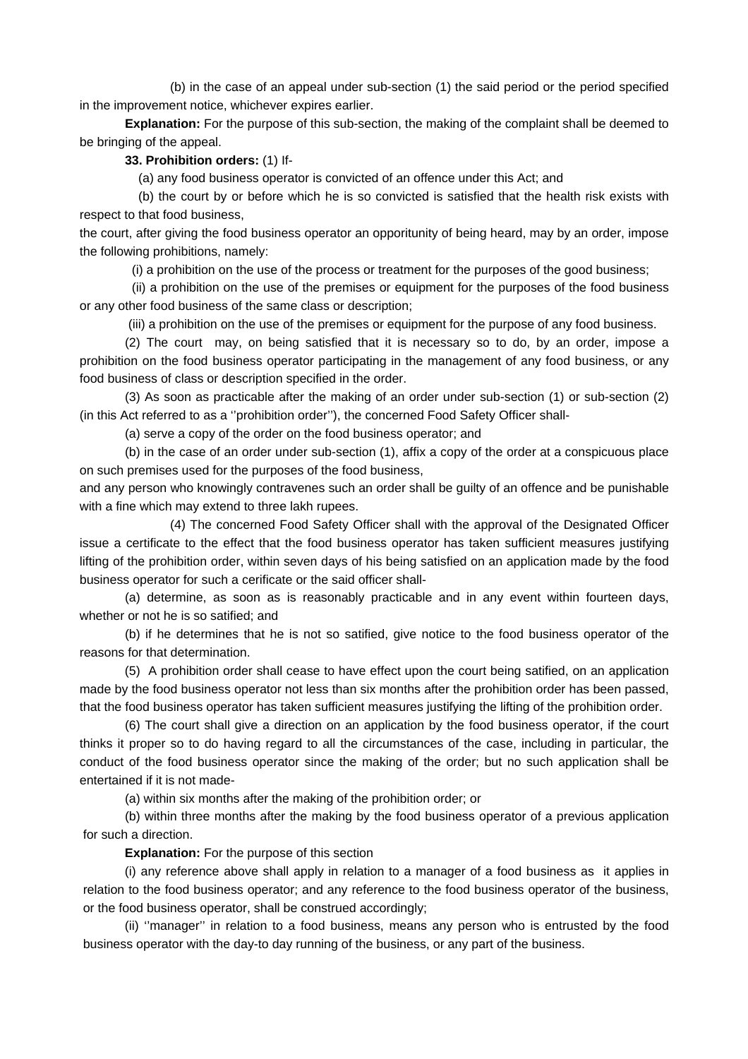(b) in the case of an appeal under sub-section (1) the said period or the period specified in the improvement notice, whichever expires earlier.

**Explanation:** For the purpose of this sub-section, the making of the complaint shall be deemed to be bringing of the appeal.

**33. Prohibition orders:** (1) If-

(a) any food business operator is convicted of an offence under this Act; and

(b) the court by or before which he is so convicted is satisfied that the health risk exists with respect to that food business,

the court, after giving the food business operator an opportunity of being heard, may by an order, impose the following prohibitions, namely:

(i) a prohibition on the use of the process or treatment for the purposes of the good business;

(ii) a prohibition on the use of the premises or equipment for the purposes of the food business or any other food business of the same class or description;

(iii) a prohibition on the use of the premises or equipment for the purpose of any food business.

(2) The court may, on being satisfied that it is necessary so to do, by an order, impose a prohibition on the food business operator participating in the management of any food business, or any food business of class or description specified in the order.

(3) As soon as practicable after the making of an order under sub-section (1) or sub-section (2) (in this Act referred to as a ''prohibition order''), the concerned Food Safety Officer shall-

(a) serve a copy of the order on the food business operator; and

(b) in the case of an order under sub-section (1), affix a copy of the order at a conspicuous place on such premises used for the purposes of the food business,

and any person who knowingly contravenes such an order shall be guilty of an offence and be punishable with a fine which may extend to three lakh rupees.

(4) The concerned Food Safety Officer shall with the approval of the Designated Officer issue a certificate to the effect that the food business operator has taken sufficient measures justifying lifting of the prohibition order, within seven days of his being satisfied on an application made by the food business operator for such a cerificate or the said officer shall-

(a) determine, as soon as is reasonably practicable and in any event within fourteen days, whether or not he is so satified; and

(b) if he determines that he is not so satified, give notice to the food business operator of the reasons for that determination.

(5) A prohibition order shall cease to have effect upon the court being satisfied, on an application made by the food business operator not less than six months after the prohibition order has been passed, that the food business operator has taken sufficient measures justifying the lifting of the prohibition order.

(6) The court shall give a direction on an application by the food business operator, if the court thinks it proper so to do having regard to all the circumstances of the case, including in particular, the conduct of the food business operator since the making of the order; but no such application shall be entertained if it is not made-

(a) within six months after the making of the prohibition order; or

(b) within three months after the making by the food business operator of a previous application for such a direction.

**Explanation:** For the purpose of this section

(i) any reference above shall apply in relation to a manager of a food business as it applies in relation to the food business operator; and any reference to the food business operator of the business, or the food business operator, shall be construed accordingly;

(ii) ''manager'' in relation to a food business, means any person who is entrusted by the food business operator with the day-to day running of the business, or any part of the business.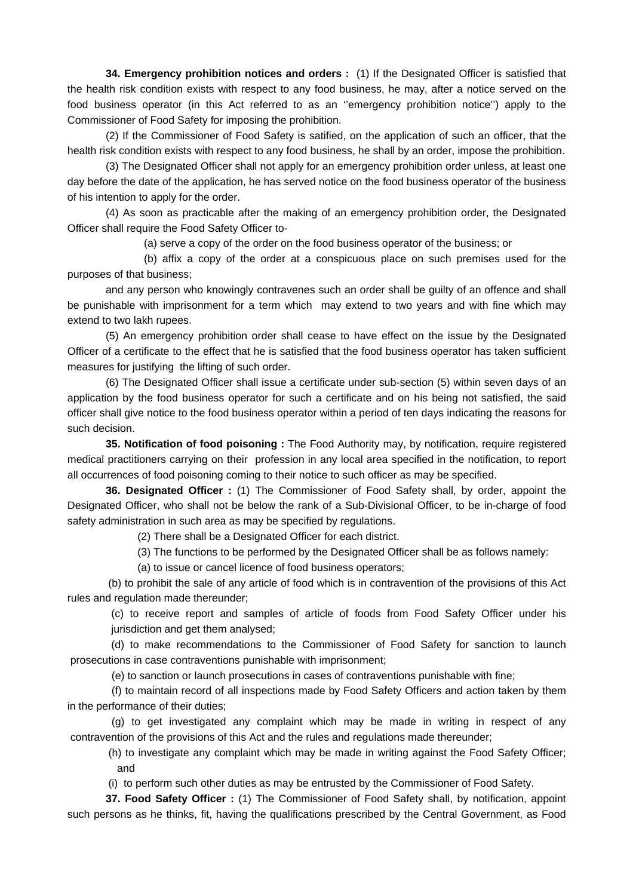**34. Emergency prohibition notices and orders :** (1) If the Designated Officer is satisfied that the health risk condition exists with respect to any food business, he may, after a notice served on the food business operator (in this Act referred to as an ''emergency prohibition notice'') apply to the Commissioner of Food Safety for imposing the prohibition.

(2) If the Commissioner of Food Safety is satified, on the application of such an officer, that the health risk condition exists with respect to any food business, he shall by an order, impose the prohibition.

(3) The Designated Officer shall not apply for an emergency prohibition order unless, at least one day before the date of the application, he has served notice on the food business operator of the business of his intention to apply for the order.

(4) As soon as practicable after the making of an emergency prohibition order, the Designated Officer shall require the Food Safety Officer to-

(a) serve a copy of the order on the food business operator of the business; or

(b) affix a copy of the order at a conspicuous place on such premises used for the purposes of that business;

and any person who knowingly contravenes such an order shall be guilty of an offence and shall be punishable with imprisonment for a term which may extend to two years and with fine which may extend to two lakh rupees.

(5) An emergency prohibition order shall cease to have effect on the issue by the Designated Officer of a certificate to the effect that he is satisfied that the food business operator has taken sufficient measures for justifying the lifting of such order.

(6) The Designated Officer shall issue a certificate under sub-section (5) within seven days of an application by the food business operator for such a certificate and on his being not satisfied, the said officer shall give notice to the food business operator within a period of ten days indicating the reasons for such decision.

**35. Notification of food poisoning :** The Food Authority may, by notification, require registered medical practitioners carrying on their profession in any local area specified in the notification, to report all occurrences of food poisoning coming to their notice to such officer as may be specified.

**36. Designated Officer :** (1) The Commissioner of Food Safety shall, by order, appoint the Designated Officer, who shall not be below the rank of a Sub-Divisional Officer, to be in-charge of food safety administration in such area as may be specified by regulations.

(2) There shall be a Designated Officer for each district.

(3) The functions to be performed by the Designated Officer shall be as follows namely:

(a) to issue or cancel licence of food business operators;

(b) to prohibit the sale of any article of food which is in contravention of the provisions of this Act rules and regulation made thereunder;

(c) to receive report and samples of article of foods from Food Safety Officer under his jurisdiction and get them analysed;

(d) to make recommendations to the Commissioner of Food Safety for sanction to launch prosecutions in case contraventions punishable with imprisonment;

(e) to sanction or launch prosecutions in cases of contraventions punishable with fine;

(f) to maintain record of all inspections made by Food Safety Officers and action taken by them in the performance of their duties;

(g) to get investigated any complaint which may be made in writing in respect of any contravention of the provisions of this Act and the rules and regulations made thereunder;

(h) to investigate any complaint which may be made in writing against the Food Safety Officer; and

(i) to perform such other duties as may be entrusted by the Commissioner of Food Safety.

**37. Food Safety Officer :** (1) The Commissioner of Food Safety shall, by notification, appoint such persons as he thinks, fit, having the qualifications prescribed by the Central Government, as Food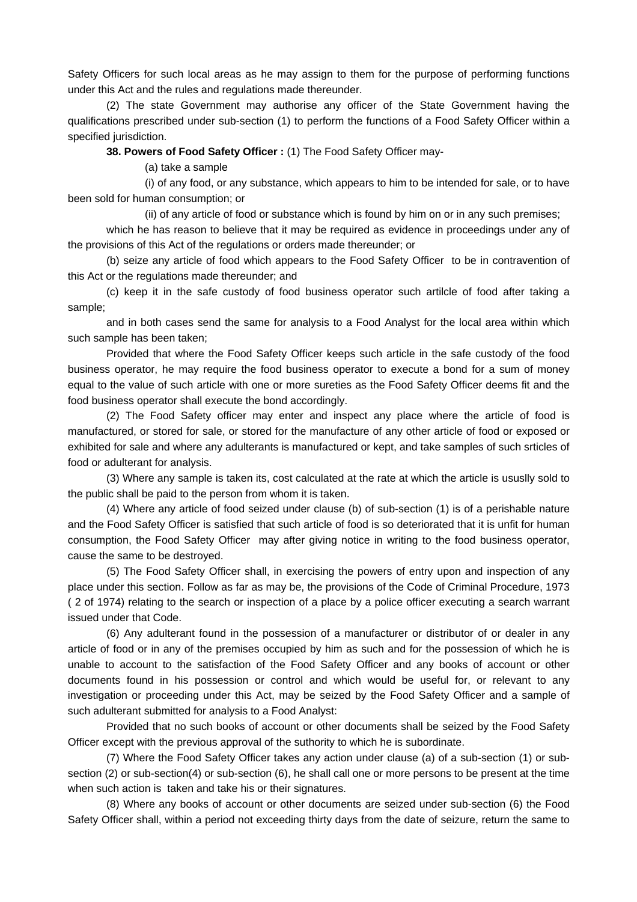Safety Officers for such local areas as he may assign to them for the purpose of performing functions under this Act and the rules and regulations made thereunder.

(2) The state Government may authorise any officer of the State Government having the qualifications prescribed under sub-section (1) to perform the functions of a Food Safety Officer within a specified jurisdiction.

**38. Powers of Food Safety Officer :** (1) The Food Safety Officer may-

(a) take a sample

(i) of any food, or any substance, which appears to him to be intended for sale, or to have been sold for human consumption; or

(ii) of any article of food or substance which is found by him on or in any such premises;

which he has reason to believe that it may be required as evidence in proceedings under any of the provisions of this Act of the regulations or orders made thereunder; or

(b) seize any article of food which appears to the Food Safety Officer to be in contravention of this Act or the regulations made thereunder; and

(c) keep it in the safe custody of food business operator such artilcle of food after taking a sample;

and in both cases send the same for analysis to a Food Analyst for the local area within which such sample has been taken;

Provided that where the Food Safety Officer keeps such article in the safe custody of the food business operator, he may require the food business operator to execute a bond for a sum of money equal to the value of such article with one or more sureties as the Food Safety Officer deems fit and the food business operator shall execute the bond accordingly.

(2) The Food Safety officer may enter and inspect any place where the article of food is manufactured, or stored for sale, or stored for the manufacture of any other article of food or exposed or exhibited for sale and where any adulterants is manufactured or kept, and take samples of such srticles of food or adulterant for analysis.

(3) Where any sample is taken its, cost calculated at the rate at which the article is ususlly sold to the public shall be paid to the person from whom it is taken.

(4) Where any article of food seized under clause (b) of sub-section (1) is of a perishable nature and the Food Safety Officer is satisfied that such article of food is so deteriorated that it is unfit for human consumption, the Food Safety Officer may after giving notice in writing to the food business operator, cause the same to be destroyed.

(5) The Food Safety Officer shall, in exercising the powers of entry upon and inspection of any place under this section. Follow as far as may be, the provisions of the Code of Criminal Procedure, 1973 ( 2 of 1974) relating to the search or inspection of a place by a police officer executing a search warrant issued under that Code.

(6) Any adulterant found in the possession of a manufacturer or distributor of or dealer in any article of food or in any of the premises occupied by him as such and for the possession of which he is unable to account to the satisfaction of the Food Safety Officer and any books of account or other documents found in his possession or control and which would be useful for, or relevant to any investigation or proceeding under this Act, may be seized by the Food Safety Officer and a sample of such adulterant submitted for analysis to a Food Analyst:

Provided that no such books of account or other documents shall be seized by the Food Safety Officer except with the previous approval of the suthority to which he is subordinate.

(7) Where the Food Safety Officer takes any action under clause (a) of a sub-section (1) or sub-section (2) or sub-section(4) or sub-section (6), he shall call one or more persons to be present at the time when such action is taken and take his or their signatures.

(8) Where any books of account or other documents are seized under sub-section (6) the Food Safety Officer shall, within a period not exceeding thirty days from the date of seizure, return the same to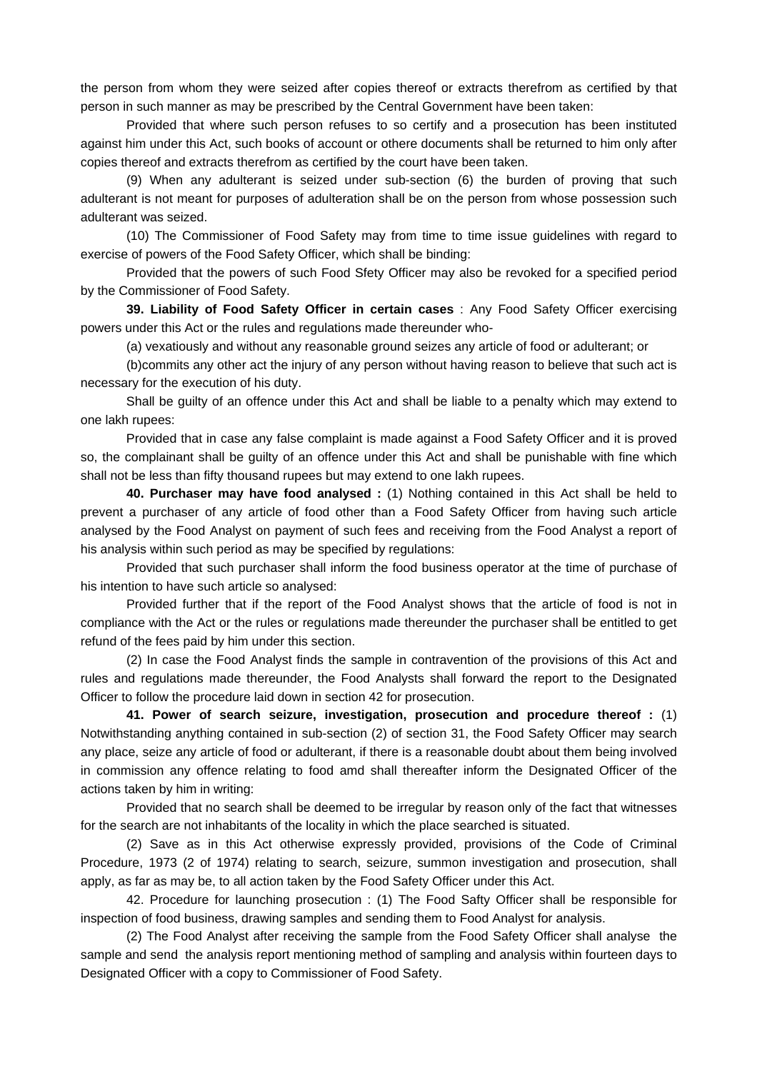the person from whom they were seized after copies thereof or extracts therefrom as certified by that person in such manner as may be prescribed by the Central Government have been taken:

Provided that where such person refuses to so certify and a prosecution has been instituted against him under this Act, such books of account or othere documents shall be returned to him only after copies thereof and extracts therefrom as certified by the court have been taken.

(9) When any adulterant is seized under sub-section (6) the burden of proving that such adulterant is not meant for purposes of adulteration shall be on the person from whose possession such adulterant was seized.

(10) The Commissioner of Food Safety may from time to time issue guidelines with regard to exercise of powers of the Food Safety Officer, which shall be binding:

Provided that the powers of such Food Sfety Officer may also be revoked for a specified period by the Commissioner of Food Safety.

**39. Liability of Food Safety Officer in certain cases** : Any Food Safety Officer exercising powers under this Act or the rules and regulations made thereunder who-

(a) vexatiously and without any reasonable ground seizes any article of food or adulterant; or

(b)commits any other act the injury of any person without having reason to believe that such act is necessary for the execution of his duty.

Shall be guilty of an offence under this Act and shall be liable to a penalty which may extend to one lakh rupees:

Provided that in case any false complaint is made against a Food Safety Officer and it is proved so, the complainant shall be guilty of an offence under this Act and shall be punishable with fine which shall not be less than fifty thousand rupees but may extend to one lakh rupees.

**40. Purchaser may have food analysed :** (1) Nothing contained in this Act shall be held to prevent a purchaser of any article of food other than a Food Safety Officer from having such article analysed by the Food Analyst on payment of such fees and receiving from the Food Analyst a report of his analysis within such period as may be specified by regulations:

Provided that such purchaser shall inform the food business operator at the time of purchase of his intention to have such article so analysed:

Provided further that if the report of the Food Analyst shows that the article of food is not in compliance with the Act or the rules or regulations made thereunder the purchaser shall be entitled to get refund of the fees paid by him under this section.

(2) In case the Food Analyst finds the sample in contravention of the provisions of this Act and rules and regulations made thereunder, the Food Analysts shall forward the report to the Designated Officer to follow the procedure laid down in section 42 for prosecution.

**41. Power of search seizure, investigation, prosecution and procedure thereof :** (1) Notwithstanding anything contained in sub-section (2) of section 31, the Food Safety Officer may search any place, seize any article of food or adulterant, if there is a reasonable doubt about them being involved in commission any offence relating to food amd shall thereafter inform the Designated Officer of the actions taken by him in writing:

Provided that no search shall be deemed to be irregular by reason only of the fact that witnesses for the search are not inhabitants of the locality in which the place searched is situated.

(2) Save as in this Act otherwise expressly provided, provisions of the Code of Criminal Procedure, 1973 (2 of 1974) relating to search, seizure, summon investigation and prosecution, shall apply, as far as may be, to all action taken by the Food Safety Officer under this Act.

42. Procedure for launching prosecution : (1) The Food Safty Officer shall be responsible for inspection of food business, drawing samples and sending them to Food Analyst for analysis.

(2) The Food Analyst after receiving the sample from the Food Safety Officer shall analyse the sample and send the analysis report mentioning method of sampling and analysis within fourteen days to Designated Officer with a copy to Commissioner of Food Safety.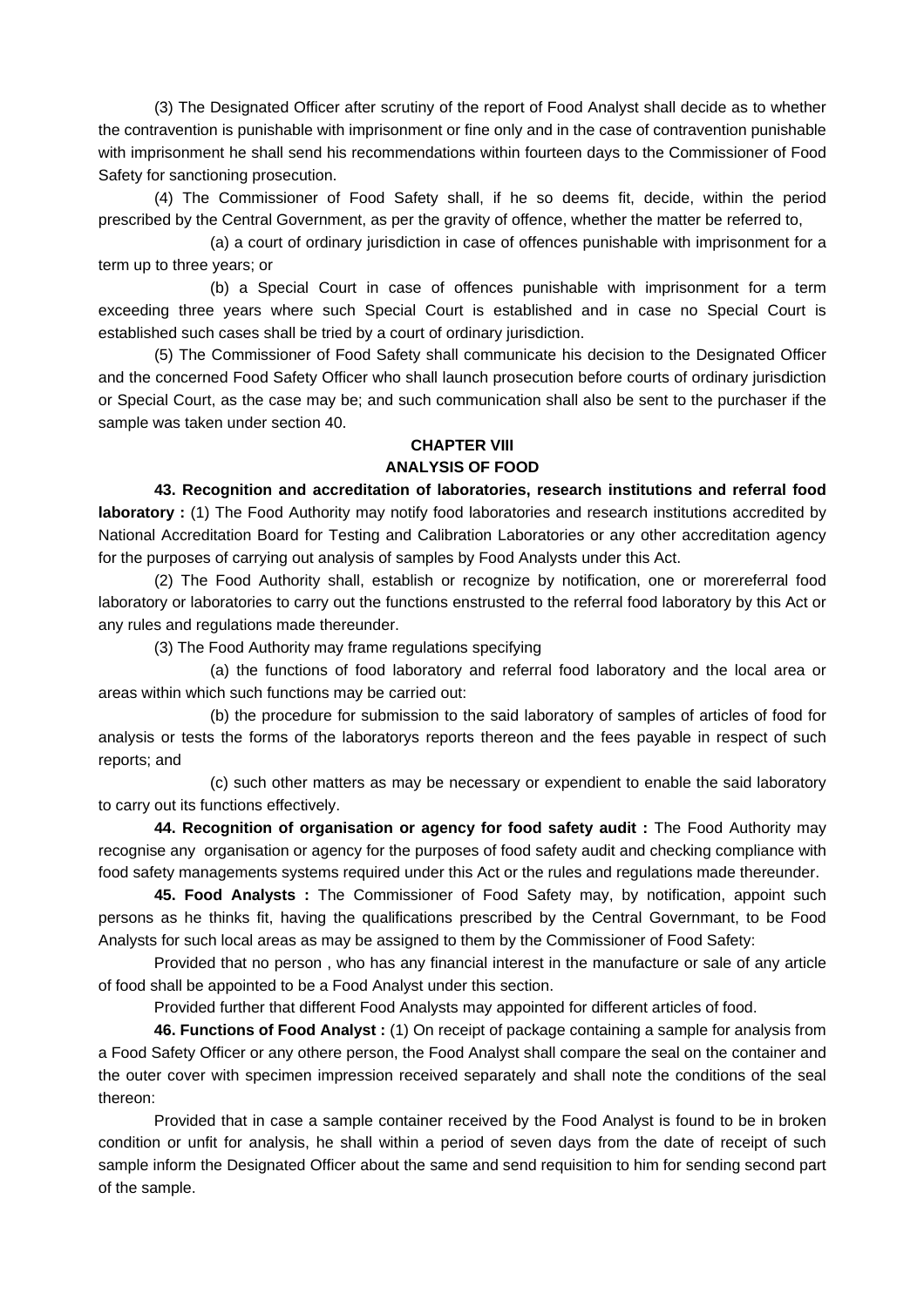(3) The Designated Officer after scrutiny of the report of Food Analyst shall decide as to whether the contravention is punishable with imprisonment or fine only and in the case of contravention punishable with imprisonment he shall send his recommendations within fourteen days to the Commissioner of Food Safety for sanctioning prosecution.

(4) The Commissioner of Food Safety shall, if he so deems fit, decide, within the period prescribed by the Central Government, as per the gravity of offence, whether the matter be referred to,

(a) a court of ordinary jurisdiction in case of offences punishable with imprisonment for a term up to three years; or

(b) a Special Court in case of offences punishable with imprisonment for a term exceeding three years where such Special Court is established and in case no Special Court is established such cases shall be tried by a court of ordinary jurisdiction.

(5) The Commissioner of Food Safety shall communicate his decision to the Designated Officer and the concerned Food Safety Officer who shall launch prosecution before courts of ordinary jurisdiction or Special Court, as the case may be; and such communication shall also be sent to the purchaser if the sample was taken under section 40.

## CHAPTER VIII
## ANALYSIS OF FOOD

**43. Recognition and accreditation of laboratories, research institutions and referral food laboratory :** (1) The Food Authority may notify food laboratories and research institutions accredited by National Accreditation Board for Testing and Calibration Laboratories or any other accreditation agency for the purposes of carrying out analysis of samples by Food Analysts under this Act.

(2) The Food Authority shall, establish or recognize by notification, one or morereferral food laboratory or laboratories to carry out the functions enstrusted to the referral food laboratory by this Act or any rules and regulations made thereunder.

(3) The Food Authority may frame regulations specifying

(a) the functions of food laboratory and referral food laboratory and the local area or areas within which such functions may be carried out:

(b) the procedure for submission to the said laboratory of samples of articles of food for analysis or tests the forms of the laboratorys reports thereon and the fees payable in respect of such reports; and

(c) such other matters as may be necessary or expendient to enable the said laboratory to carry out its functions effectively.

**44. Recognition of organisation or agency for food safety audit :** The Food Authority may recognise any organisation or agency for the purposes of food safety audit and checking compliance with food safety managements systems required under this Act or the rules and regulations made thereunder.

**45. Food Analysts :** The Commissioner of Food Safety may, by notification, appoint such persons as he thinks fit, having the qualifications prescribed by the Central Governmant, to be Food Analysts for such local areas as may be assigned to them by the Commissioner of Food Safety:

Provided that no person , who has any financial interest in the manufacture or sale of any article of food shall be appointed to be a Food Analyst under this section.

Provided further that different Food Analysts may appointed for different articles of food.

**46. Functions of Food Analyst :** (1) On receipt of package containing a sample for analysis from a Food Safety Officer or any othere person, the Food Analyst shall compare the seal on the container and the outer cover with specimen impression received separately and shall note the conditions of the seal thereon:

Provided that in case a sample container received by the Food Analyst is found to be in broken condition or unfit for analysis, he shall within a period of seven days from the date of receipt of such sample inform the Designated Officer about the same and send requisition to him for sending second part of the sample.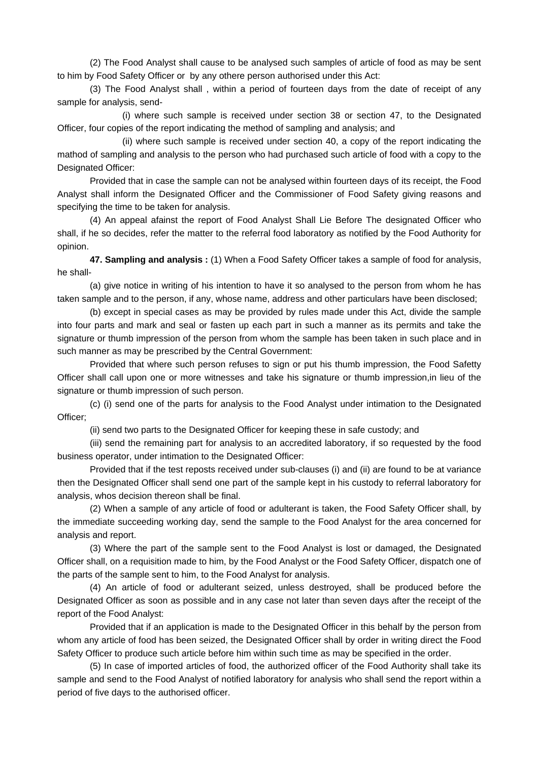(2) The Food Analyst shall cause to be analysed such samples of article of food as may be sent to him by Food Safety Officer or by any othere person authorised under this Act:

(3) The Food Analyst shall , within a period of fourteen days from the date of receipt of any sample for analysis, send-

(i) where such sample is received under section 38 or section 47, to the Designated Officer, four copies of the report indicating the method of sampling and analysis; and

(ii) where such sample is received under section 40, a copy of the report indicating the mathod of sampling and analysis to the person who had purchased such article of food with a copy to the Designated Officer:

Provided that in case the sample can not be analysed within fourteen days of its receipt, the Food Analyst shall inform the Designated Officer and the Commissioner of Food Safety giving reasons and specifying the time to be taken for analysis.

(4) An appeal afainst the report of Food Analyst Shall Lie Before The designated Officer who shall, if he so decides, refer the matter to the referral food laboratory as notified by the Food Authority for opinion.

**47. Sampling and analysis :** (1) When a Food Safety Officer takes a sample of food for analysis, he shall-

(a) give notice in writing of his intention to have it so analysed to the person from whom he has taken sample and to the person, if any, whose name, address and other particulars have been disclosed;

(b) except in special cases as may be provided by rules made under this Act, divide the sample into four parts and mark and seal or fasten up each part in such a manner as its permits and take the signature or thumb impression of the person from whom the sample has been taken in such place and in such manner as may be prescribed by the Central Government:

Provided that where such person refuses to sign or put his thumb impression, the Food Safetty Officer shall call upon one or more witnesses and take his signature or thumb impression,in lieu of the signature or thumb impression of such person.

(c) (i) send one of the parts for analysis to the Food Analyst under intimation to the Designated Officer;

(ii) send two parts to the Designated Officer for keeping these in safe custody; and

(iii) send the remaining part for analysis to an accredited laboratory, if so requested by the food business operator, under intimation to the Designated Officer:

Provided that if the test reposts received under sub-clauses (i) and (ii) are found to be at variance then the Designated Officer shall send one part of the sample kept in his custody to referral laboratory for analysis, whos decision thereon shall be final.

(2) When a sample of any article of food or adulterant is taken, the Food Safety Officer shall, by the immediate succeeding working day, send the sample to the Food Analyst for the area concerned for analysis and report.

(3) Where the part of the sample sent to the Food Analyst is lost or damaged, the Designated Officer shall, on a requisition made to him, by the Food Analyst or the Food Safety Officer, dispatch one of the parts of the sample sent to him, to the Food Analyst for analysis.

(4) An article of food or adulterant seized, unless destroyed, shall be produced before the Designated Officer as soon as possible and in any case not later than seven days after the receipt of the report of the Food Analyst:

Provided that if an application is made to the Designated Officer in this behalf by the person from whom any article of food has been seized, the Designated Officer shall by order in writing direct the Food Safety Officer to produce such article before him within such time as may be specified in the order.

(5) In case of imported articles of food, the authorized officer of the Food Authority shall take its sample and send to the Food Analyst of notified laboratory for analysis who shall send the report within a period of five days to the authorised officer.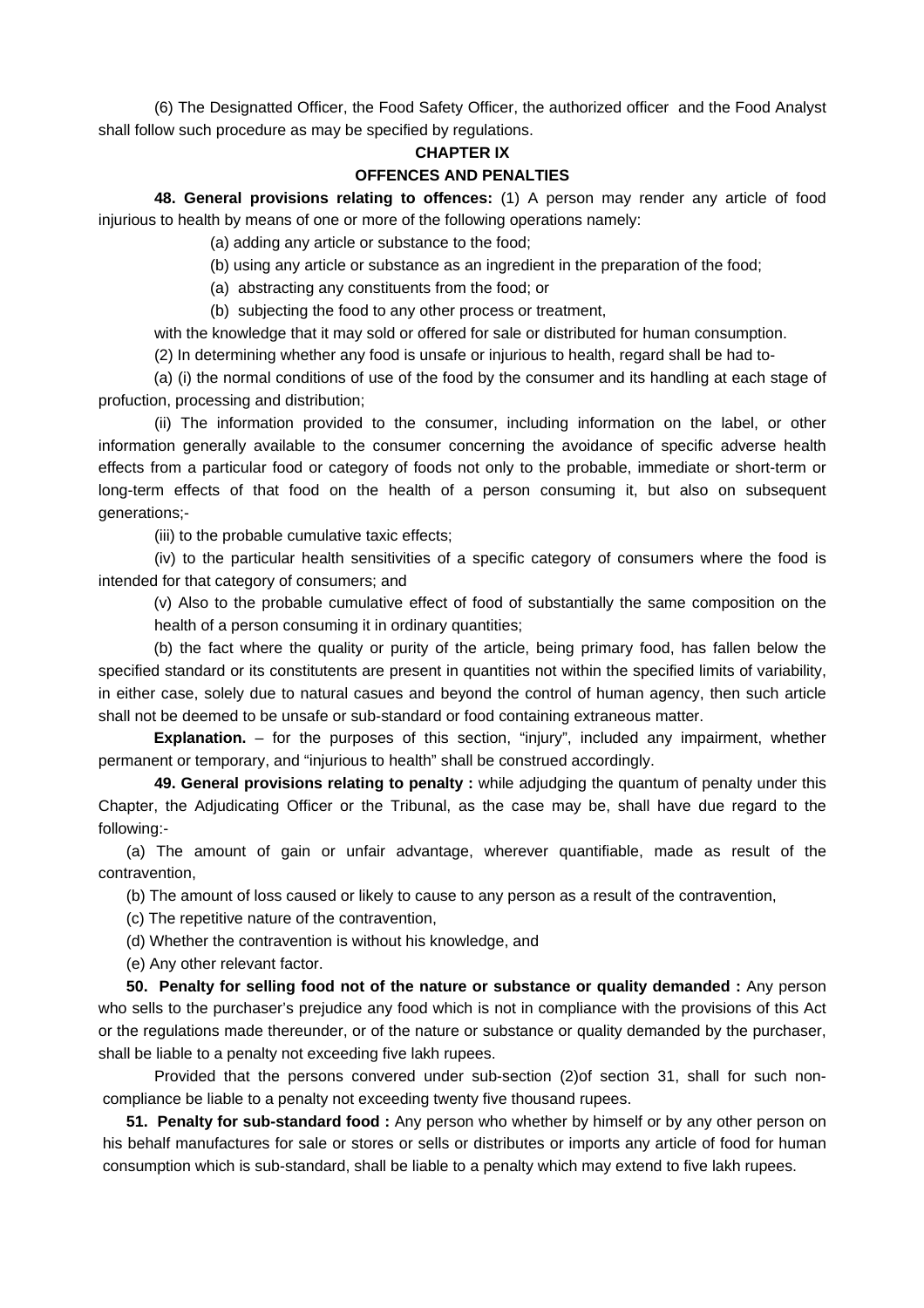(6) The Designatted Officer, the Food Safety Officer, the authorized officer and the Food Analyst shall follow such procedure as may be specified by regulations.

## CHAPTER IX

## OFFENCES AND PENALTIES

**48. General provisions relating to offences:** (1) A person may render any article of food injurious to health by means of one or more of the following operations namely:

(a) adding any article or substance to the food;

(b) using any article or substance as an ingredient in the preparation of the food;

(a) abstracting any constituents from the food; or

(b) subjecting the food to any other process or treatment,

with the knowledge that it may sold or offered for sale or distributed for human consumption.

(2) In determining whether any food is unsafe or injurious to health, regard shall be had to-

(a) (i) the normal conditions of use of the food by the consumer and its handling at each stage of profuction, processing and distribution;

(ii) The information provided to the consumer, including information on the label, or other information generally available to the consumer concerning the avoidance of specific adverse health effects from a particular food or category of foods not only to the probable, immediate or short-term or long-term effects of that food on the health of a person consuming it, but also on subsequent generations;-

(iii) to the probable cumulative taxic effects;

(iv) to the particular health sensitivities of a specific category of consumers where the food is intended for that category of consumers; and

(v) Also to the probable cumulative effect of food of substantially the same composition on the health of a person consuming it in ordinary quantities;

(b) the fact where the quality or purity of the article, being primary food, has fallen below the specified standard or its constitutents are present in quantities not within the specified limits of variability, in either case, solely due to natural casues and beyond the control of human agency, then such article shall not be deemed to be unsafe or sub-standard or food containing extraneous matter.

**Explanation.** – for the purposes of this section, "injury", included any impairment, whether permanent or temporary, and "injurious to health" shall be construed accordingly.

**49. General provisions relating to penalty :** while adjudging the quantum of penalty under this Chapter, the Adjudicating Officer or the Tribunal, as the case may be, shall have due regard to the following:-

(a) The amount of gain or unfair advantage, wherever quantifiable, made as result of the contravention,

(b) The amount of loss caused or likely to cause to any person as a result of the contravention,

(c) The repetitive nature of the contravention,

(d) Whether the contravention is without his knowledge, and

(e) Any other relevant factor.

**50. Penalty for selling food not of the nature or substance or quality demanded :** Any person who sells to the purchaser's prejudice any food which is not in compliance with the provisions of this Act or the regulations made thereunder, or of the nature or substance or quality demanded by the purchaser, shall be liable to a penalty not exceeding five lakh rupees.

Provided that the persons convered under sub-section (2)of section 31, shall for such non-compliance be liable to a penalty not exceeding twenty five thousand rupees.

**51. Penalty for sub-standard food :** Any person who whether by himself or by any other person on his behalf manufactures for sale or stores or sells or distributes or imports any article of food for human consumption which is sub-standard, shall be liable to a penalty which may extend to five lakh rupees.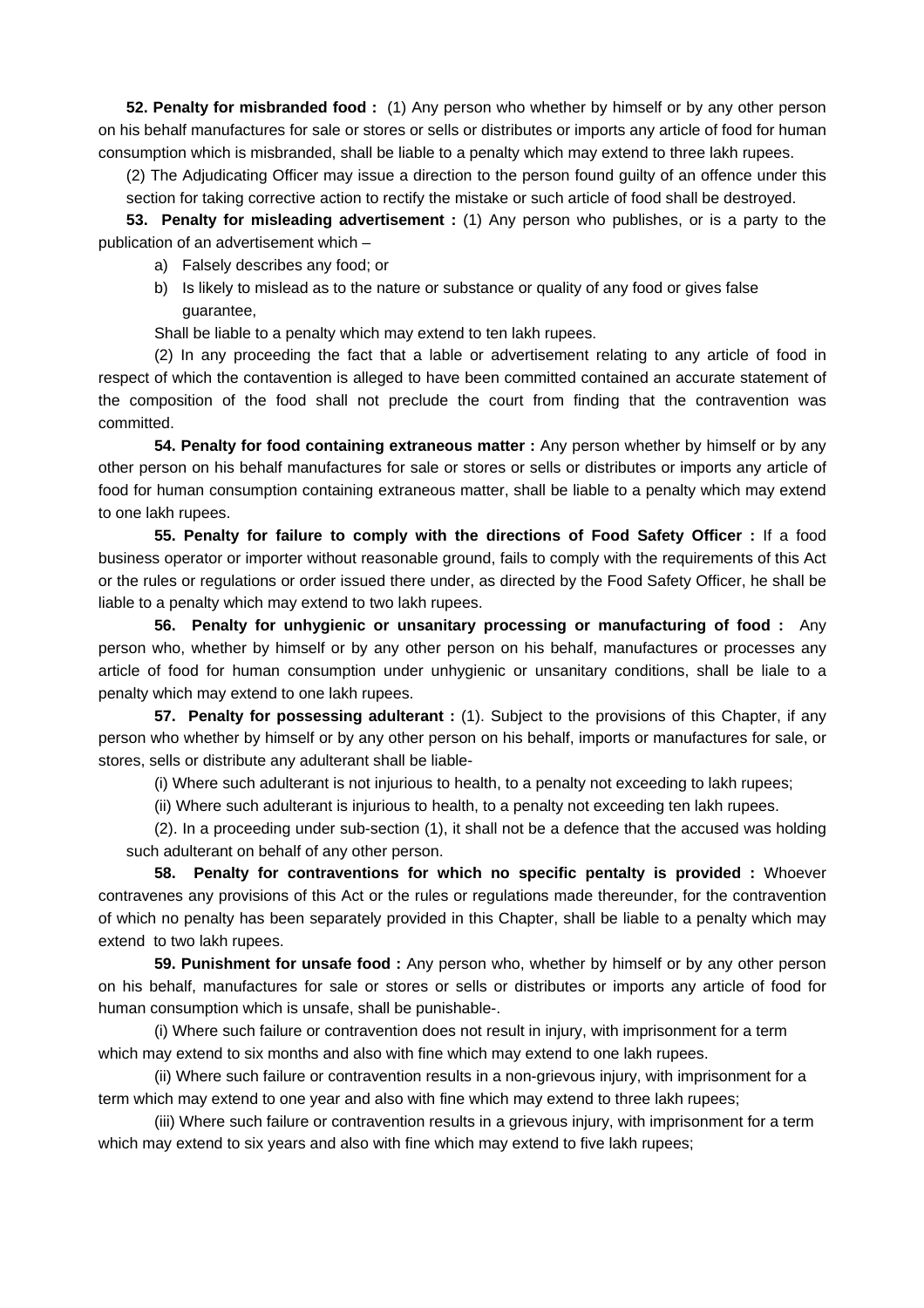**52. Penalty for misbranded food :** (1) Any person who whether by himself or by any other person on his behalf manufactures for sale or stores or sells or distributes or imports any article of food for human consumption which is misbranded, shall be liable to a penalty which may extend to three lakh rupees.

(2) The Adjudicating Officer may issue a direction to the person found guilty of an offence under this section for taking corrective action to rectify the mistake or such article of food shall be destroyed.

**53. Penalty for misleading advertisement :** (1) Any person who publishes, or is a party to the publication of an advertisement which –

a) Falsely describes any food; or
b) Is likely to mislead as to the nature or substance or quality of any food or gives false guarantee,

Shall be liable to a penalty which may extend to ten lakh rupees.

(2) In any proceeding the fact that a lable or advertisement relating to any article of food in respect of which the contavention is alleged to have been committed contained an accurate statement of the composition of the food shall not preclude the court from finding that the contravention was committed.

**54. Penalty for food containing extraneous matter :** Any person whether by himself or by any other person on his behalf manufactures for sale or stores or sells or distributes or imports any article of food for human consumption containing extraneous matter, shall be liable to a penalty which may extend to one lakh rupees.

**55. Penalty for failure to comply with the directions of Food Safety Officer :** If a food business operator or importer without reasonable ground, fails to comply with the requirements of this Act or the rules or regulations or order issued there under, as directed by the Food Safety Officer, he shall be liable to a penalty which may extend to two lakh rupees.

**56. Penalty for unhygienic or unsanitary processing or manufacturing of food :** Any person who, whether by himself or by any other person on his behalf, manufactures or processes any article of food for human consumption under unhygienic or unsanitary conditions, shall be liale to a penalty which may extend to one lakh rupees.

**57. Penalty for possessing adulterant :** (1). Subject to the provisions of this Chapter, if any person who whether by himself or by any other person on his behalf, imports or manufactures for sale, or stores, sells or distribute any adulterant shall be liable-

(i) Where such adulterant is not injurious to health, to a penalty not exceeding to lakh rupees;

(ii) Where such adulterant is injurious to health, to a penalty not exceeding ten lakh rupees.

(2). In a proceeding under sub-section (1), it shall not be a defence that the accused was holding such adulterant on behalf of any other person.

**58. Penalty for contraventions for which no specific pentalty is provided :** Whoever contravenes any provisions of this Act or the rules or regulations made thereunder, for the contravention of which no penalty has been separately provided in this Chapter, shall be liable to a penalty which may extend to two lakh rupees.

**59. Punishment for unsafe food :** Any person who, whether by himself or by any other person on his behalf, manufactures for sale or stores or sells or distributes or imports any article of food for human consumption which is unsafe, shall be punishable-.

(i) Where such failure or contravention does not result in injury, with imprisonment for a term which may extend to six months and also with fine which may extend to one lakh rupees.

(ii) Where such failure or contravention results in a non-grievous injury, with imprisonment for a term which may extend to one year and also with fine which may extend to three lakh rupees;

(iii) Where such failure or contravention results in a grievous injury, with imprisonment for a term which may extend to six years and also with fine which may extend to five lakh rupees;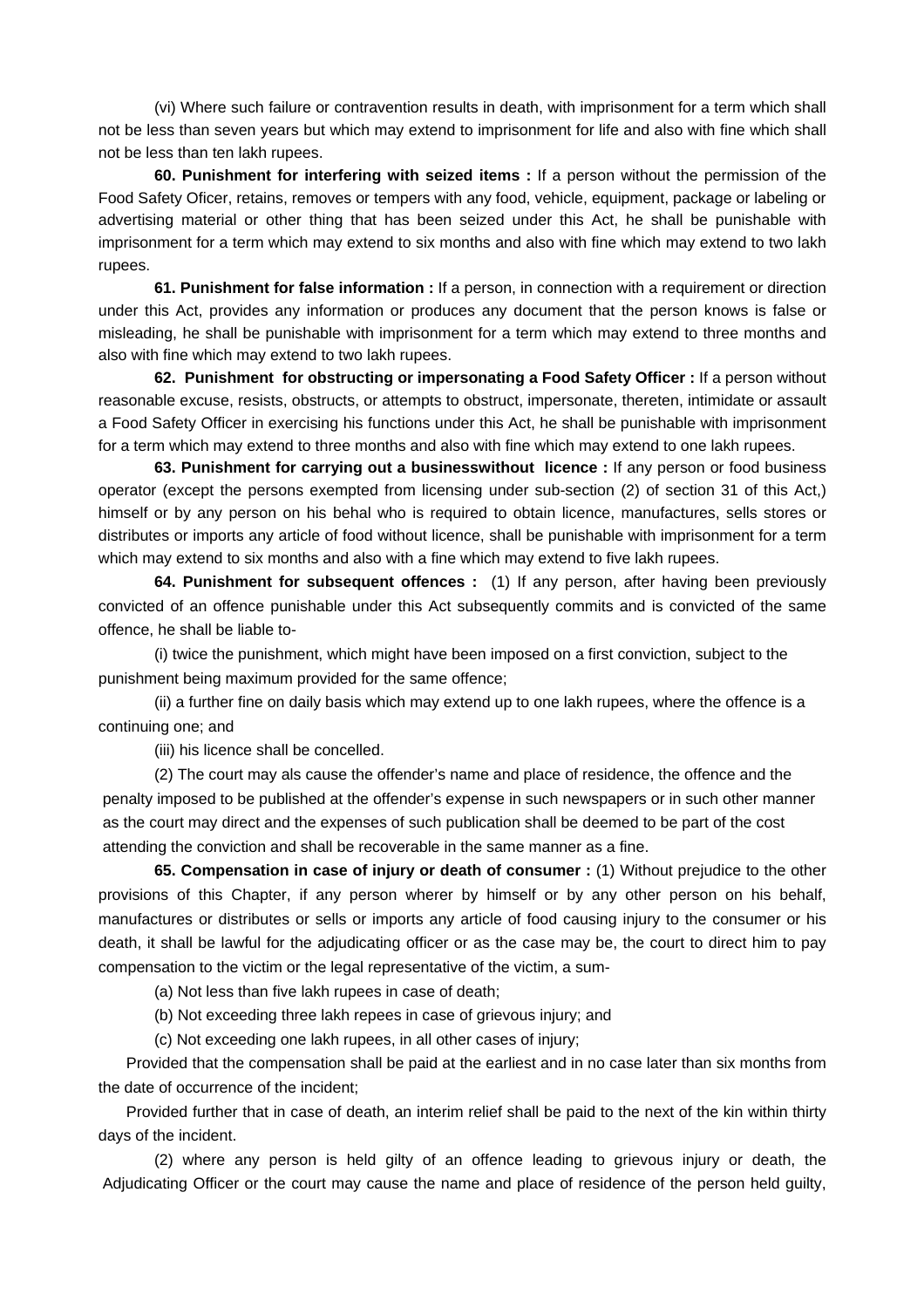(vi) Where such failure or contravention results in death, with imprisonment for a term which shall not be less than seven years but which may extend to imprisonment for life and also with fine which shall not be less than ten lakh rupees.

**60. Punishment for interfering with seized items :** If a person without the permission of the Food Safety Oficer, retains, removes or tempers with any food, vehicle, equipment, package or labeling or advertising material or other thing that has been seized under this Act, he shall be punishable with imprisonment for a term which may extend to six months and also with fine which may extend to two lakh rupees.

**61. Punishment for false information :** If a person, in connection with a requirement or direction under this Act, provides any information or produces any document that the person knows is false or misleading, he shall be punishable with imprisonment for a term which may extend to three months and also with fine which may extend to two lakh rupees.

**62. Punishment for obstructing or impersonating a Food Safety Officer :** If a person without reasonable excuse, resists, obstructs, or attempts to obstruct, impersonate, thereten, intimidate or assault a Food Safety Officer in exercising his functions under this Act, he shall be punishable with imprisonment for a term which may extend to three months and also with fine which may extend to one lakh rupees.

**63. Punishment for carrying out a businesswithout licence :** If any person or food business operator (except the persons exempted from licensing under sub-section (2) of section 31 of this Act,) himself or by any person on his behal who is required to obtain licence, manufactures, sells stores or distributes or imports any article of food without licence, shall be punishable with imprisonment for a term which may extend to six months and also with a fine which may extend to five lakh rupees.

**64. Punishment for subsequent offences :** (1) If any person, after having been previously convicted of an offence punishable under this Act subsequently commits and is convicted of the same offence, he shall be liable to-

(i) twice the punishment, which might have been imposed on a first conviction, subject to the punishment being maximum provided for the same offence;

(ii) a further fine on daily basis which may extend up to one lakh rupees, where the offence is a continuing one; and

(iii) his licence shall be concelled.

(2) The court may als cause the offender's name and place of residence, the offence and the penalty imposed to be published at the offender's expense in such newspapers or in such other manner as the court may direct and the expenses of such publication shall be deemed to be part of the cost attending the conviction and shall be recoverable in the same manner as a fine.

**65. Compensation in case of injury or death of consumer :** (1) Without prejudice to the other provisions of this Chapter, if any person wherer by himself or by any other person on his behalf, manufactures or distributes or sells or imports any article of food causing injury to the consumer or his death, it shall be lawful for the adjudicating officer or as the case may be, the court to direct him to pay compensation to the victim or the legal representative of the victim, a sum-

(a) Not less than five lakh rupees in case of death;

(b) Not exceeding three lakh repees in case of grievous injury; and

(c) Not exceeding one lakh rupees, in all other cases of injury;

Provided that the compensation shall be paid at the earliest and in no case later than six months from the date of occurrence of the incident;

Provided further that in case of death, an interim relief shall be paid to the next of the kin within thirty days of the incident.

(2) where any person is held gilty of an offence leading to grievous injury or death, the Adjudicating Officer or the court may cause the name and place of residence of the person held guilty,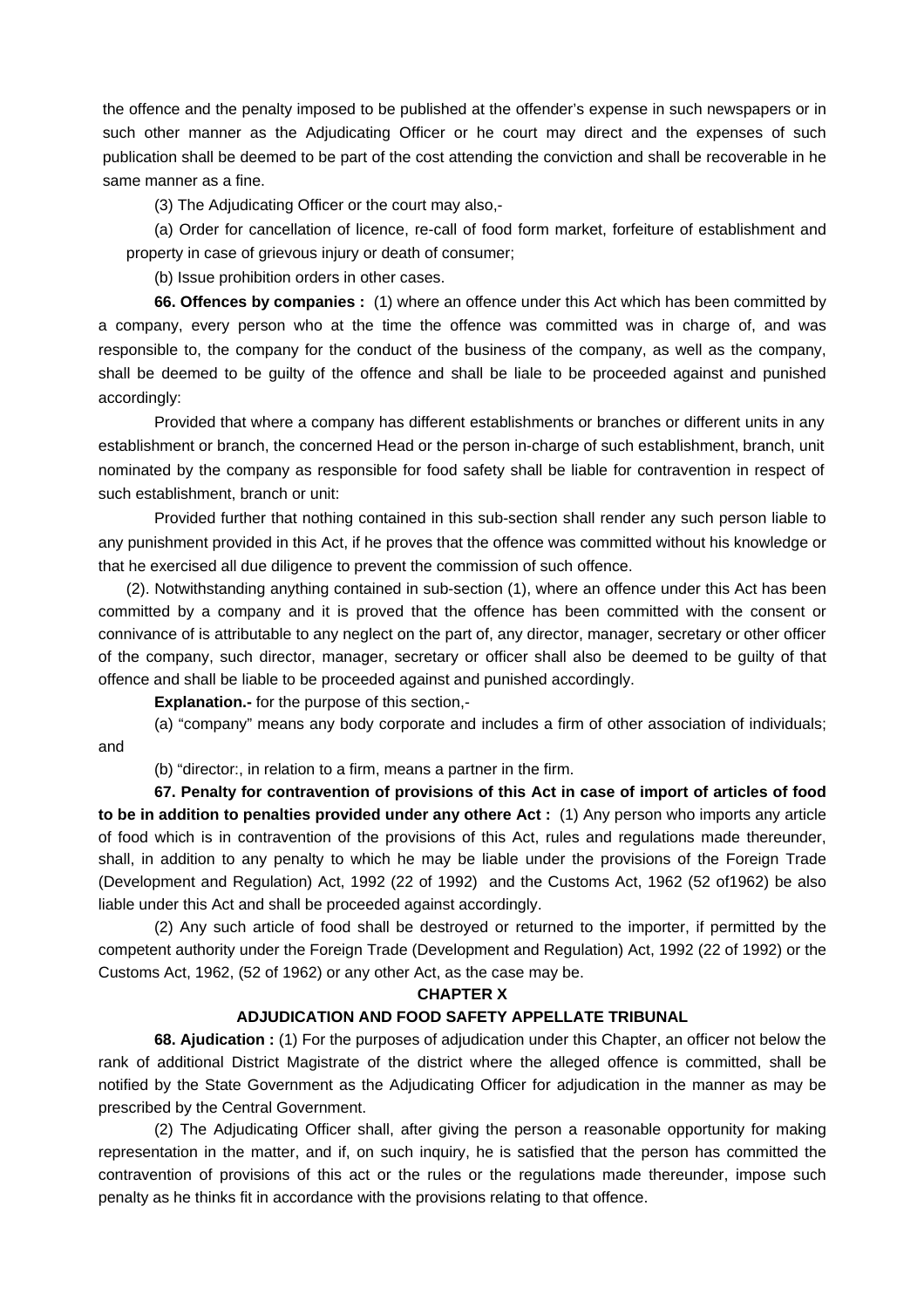the offence and the penalty imposed to be published at the offender's expense in such newspapers or in such other manner as the Adjudicating Officer or he court may direct and the expenses of such publication shall be deemed to be part of the cost attending the conviction and shall be recoverable in he same manner as a fine.

(3) The Adjudicating Officer or the court may also,-

(a) Order for cancellation of licence, re-call of food form market, forfeiture of establishment and property in case of grievous injury or death of consumer;

(b) Issue prohibition orders in other cases.

**66. Offences by companies :** (1) where an offence under this Act which has been committed by a company, every person who at the time the offence was committed was in charge of, and was responsible to, the company for the conduct of the business of the company, as well as the company, shall be deemed to be guilty of the offence and shall be liale to be proceeded against and punished accordingly:

Provided that where a company has different establishments or branches or different units in any establishment or branch, the concerned Head or the person in-charge of such establishment, branch, unit nominated by the company as responsible for food safety shall be liable for contravention in respect of such establishment, branch or unit:

Provided further that nothing contained in this sub-section shall render any such person liable to any punishment provided in this Act, if he proves that the offence was committed without his knowledge or that he exercised all due diligence to prevent the commission of such offence.

(2). Notwithstanding anything contained in sub-section (1), where an offence under this Act has been committed by a company and it is proved that the offence has been committed with the consent or connivance of is attributable to any neglect on the part of, any director, manager, secretary or other officer of the company, such director, manager, secretary or officer shall also be deemed to be guilty of that offence and shall be liable to be proceeded against and punished accordingly.

**Explanation.-** for the purpose of this section,-

(a) "company" means any body corporate and includes a firm of other association of individuals; and

(b) "director:, in relation to a firm, means a partner in the firm.

**67. Penalty for contravention of provisions of this Act in case of import of articles of food to be in addition to penalties provided under any othere Act :** (1) Any person who imports any article of food which is in contravention of the provisions of this Act, rules and regulations made thereunder, shall, in addition to any penalty to which he may be liable under the provisions of the Foreign Trade (Development and Regulation) Act, 1992 (22 of 1992) and the Customs Act, 1962 (52 of1962) be also liable under this Act and shall be proceeded against accordingly.

(2) Any such article of food shall be destroyed or returned to the importer, if permitted by the competent authority under the Foreign Trade (Development and Regulation) Act, 1992 (22 of 1992) or the Customs Act, 1962, (52 of 1962) or any other Act, as the case may be.

## CHAPTER X

## ADJUDICATION AND FOOD SAFETY APPELLATE TRIBUNAL

**68. Ajudication :** (1) For the purposes of adjudication under this Chapter, an officer not below the rank of additional District Magistrate of the district where the alleged offence is committed, shall be notified by the State Government as the Adjudicating Officer for adjudication in the manner as may be prescribed by the Central Government.

(2) The Adjudicating Officer shall, after giving the person a reasonable opportunity for making representation in the matter, and if, on such inquiry, he is satisfied that the person has committed the contravention of provisions of this act or the rules or the regulations made thereunder, impose such penalty as he thinks fit in accordance with the provisions relating to that offence.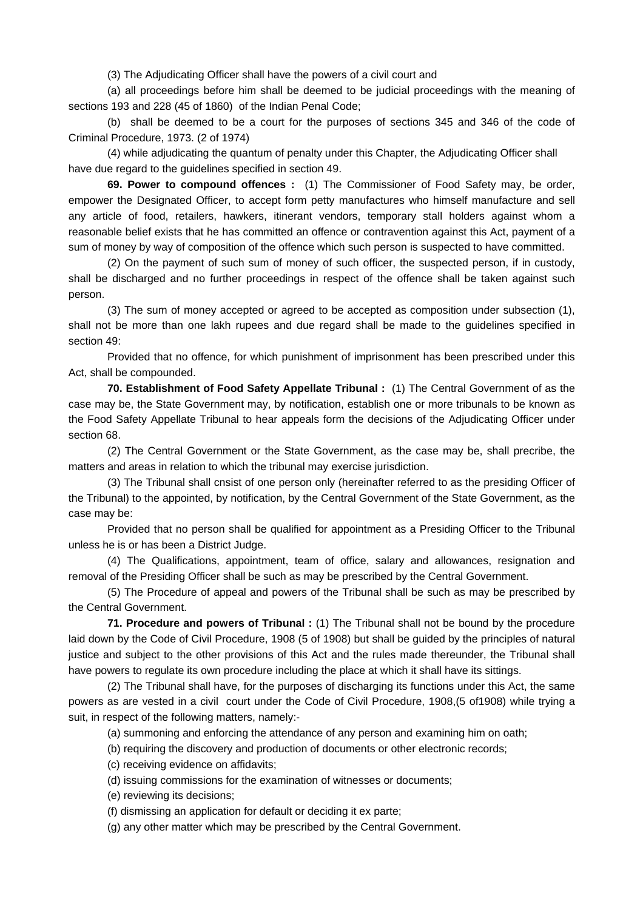(3) The Adjudicating Officer shall have the powers of a civil court and

(a) all proceedings before him shall be deemed to be judicial proceedings with the meaning of sections 193 and 228 (45 of 1860) of the Indian Penal Code;

(b) shall be deemed to be a court for the purposes of sections 345 and 346 of the code of Criminal Procedure, 1973. (2 of 1974)

(4) while adjudicating the quantum of penalty under this Chapter, the Adjudicating Officer shall have due regard to the guidelines specified in section 49.

**69. Power to compound offences :** (1) The Commissioner of Food Safety may, be order, empower the Designated Officer, to accept form petty manufactures who himself manufacture and sell any article of food, retailers, hawkers, itinerant vendors, temporary stall holders against whom a reasonable belief exists that he has committed an offence or contravention against this Act, payment of a sum of money by way of composition of the offence which such person is suspected to have committed.

(2) On the payment of such sum of money of such officer, the suspected person, if in custody, shall be discharged and no further proceedings in respect of the offence shall be taken against such person.

(3) The sum of money accepted or agreed to be accepted as composition under subsection (1), shall not be more than one lakh rupees and due regard shall be made to the guidelines specified in section 49:

Provided that no offence, for which punishment of imprisonment has been prescribed under this Act, shall be compounded.

**70. Establishment of Food Safety Appellate Tribunal :** (1) The Central Government of as the case may be, the State Government may, by notification, establish one or more tribunals to be known as the Food Safety Appellate Tribunal to hear appeals form the decisions of the Adjudicating Officer under section 68.

(2) The Central Government or the State Government, as the case may be, shall precribe, the matters and areas in relation to which the tribunal may exercise jurisdiction.

(3) The Tribunal shall cnsist of one person only (hereinafter referred to as the presiding Officer of the Tribunal) to the appointed, by notification, by the Central Government of the State Government, as the case may be:

Provided that no person shall be qualified for appointment as a Presiding Officer to the Tribunal unless he is or has been a District Judge.

(4) The Qualifications, appointment, team of office, salary and allowances, resignation and removal of the Presiding Officer shall be such as may be prescribed by the Central Government.

(5) The Procedure of appeal and powers of the Tribunal shall be such as may be prescribed by the Central Government.

**71. Procedure and powers of Tribunal :** (1) The Tribunal shall not be bound by the procedure laid down by the Code of Civil Procedure, 1908 (5 of 1908) but shall be guided by the principles of natural justice and subject to the other provisions of this Act and the rules made thereunder, the Tribunal shall have powers to regulate its own procedure including the place at which it shall have its sittings.

(2) The Tribunal shall have, for the purposes of discharging its functions under this Act, the same powers as are vested in a civil court under the Code of Civil Procedure, 1908,(5 of1908) while trying a suit, in respect of the following matters, namely:-

(a) summoning and enforcing the attendance of any person and examining him on oath;

(b) requiring the discovery and production of documents or other electronic records;

(c) receiving evidence on affidavits;

(d) issuing commissions for the examination of witnesses or documents;

(e) reviewing its decisions;

(f) dismissing an application for default or deciding it ex parte;

(g) any other matter which may be prescribed by the Central Government.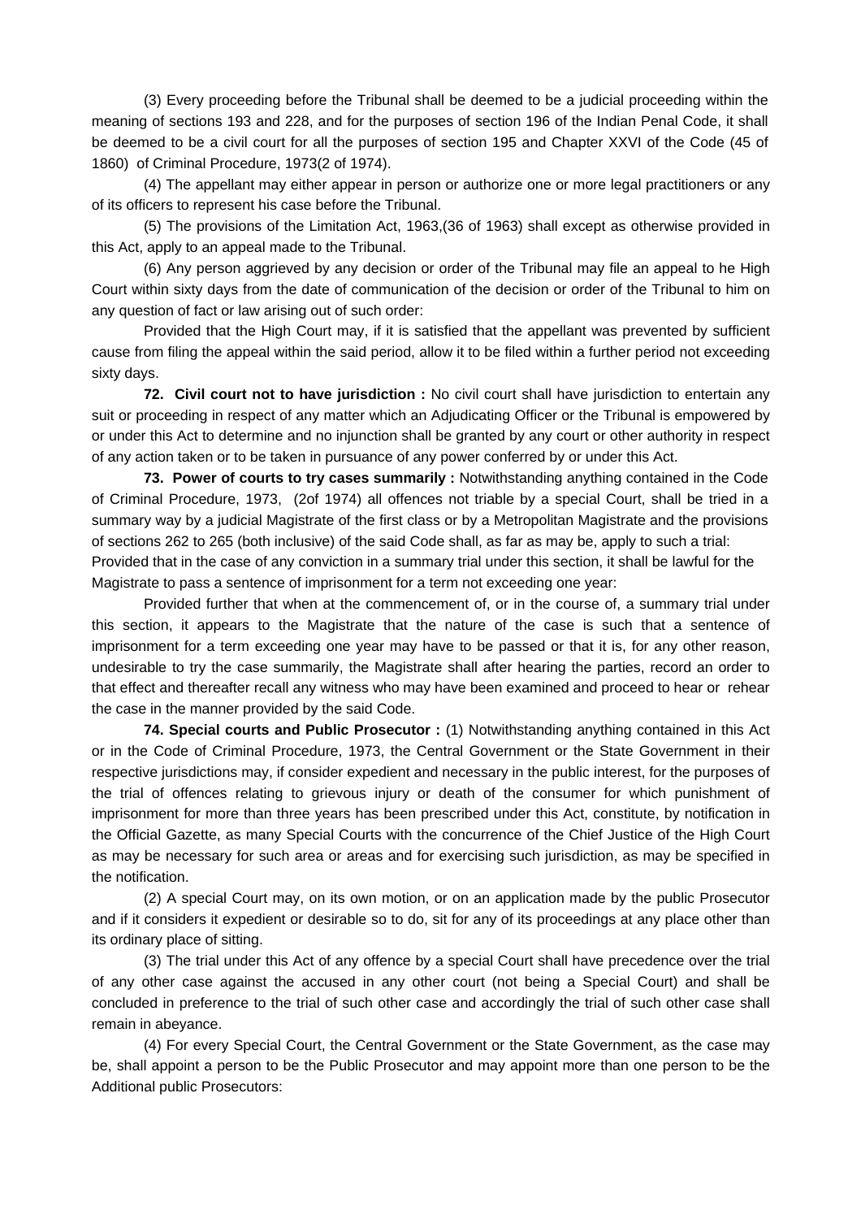(3) Every proceeding before the Tribunal shall be deemed to be a judicial proceeding within the meaning of sections 193 and 228, and for the purposes of section 196 of the Indian Penal Code, it shall be deemed to be a civil court for all the purposes of section 195 and Chapter XXVI of the Code (45 of 1860) of Criminal Procedure, 1973(2 of 1974).

(4) The appellant may either appear in person or authorize one or more legal practitioners or any of its officers to represent his case before the Tribunal.

(5) The provisions of the Limitation Act, 1963,(36 of 1963) shall except as otherwise provided in this Act, apply to an appeal made to the Tribunal.

(6) Any person aggrieved by any decision or order of the Tribunal may file an appeal to he High Court within sixty days from the date of communication of the decision or order of the Tribunal to him on any question of fact or law arising out of such order:

Provided that the High Court may, if it is satisfied that the appellant was prevented by sufficient cause from filing the appeal within the said period, allow it to be filed within a further period not exceeding sixty days.

**72. Civil court not to have jurisdiction :** No civil court shall have jurisdiction to entertain any suit or proceeding in respect of any matter which an Adjudicating Officer or the Tribunal is empowered by or under this Act to determine and no injunction shall be granted by any court or other authority in respect of any action taken or to be taken in pursuance of any power conferred by or under this Act.

**73. Power of courts to try cases summarily :** Notwithstanding anything contained in the Code of Criminal Procedure, 1973, (2of 1974) all offences not triable by a special Court, shall be tried in a summary way by a judicial Magistrate of the first class or by a Metropolitan Magistrate and the provisions of sections 262 to 265 (both inclusive) of the said Code shall, as far as may be, apply to such a trial: Provided that in the case of any conviction in a summary trial under this section, it shall be lawful for the Magistrate to pass a sentence of imprisonment for a term not exceeding one year:

Provided further that when at the commencement of, or in the course of, a summary trial under this section, it appears to the Magistrate that the nature of the case is such that a sentence of imprisonment for a term exceeding one year may have to be passed or that it is, for any other reason, undesirable to try the case summarily, the Magistrate shall after hearing the parties, record an order to that effect and thereafter recall any witness who may have been examined and proceed to hear or rehear the case in the manner provided by the said Code.

**74. Special courts and Public Prosecutor :** (1) Notwithstanding anything contained in this Act or in the Code of Criminal Procedure, 1973, the Central Government or the State Government in their respective jurisdictions may, if consider expedient and necessary in the public interest, for the purposes of the trial of offences relating to grievous injury or death of the consumer for which punishment of imprisonment for more than three years has been prescribed under this Act, constitute, by notification in the Official Gazette, as many Special Courts with the concurrence of the Chief Justice of the High Court as may be necessary for such area or areas and for exercising such jurisdiction, as may be specified in the notification.

(2) A special Court may, on its own motion, or on an application made by the public Prosecutor and if it considers it expedient or desirable so to do, sit for any of its proceedings at any place other than its ordinary place of sitting.

(3) The trial under this Act of any offence by a special Court shall have precedence over the trial of any other case against the accused in any other court (not being a Special Court) and shall be concluded in preference to the trial of such other case and accordingly the trial of such other case shall remain in abeyance.

(4) For every Special Court, the Central Government or the State Government, as the case may be, shall appoint a person to be the Public Prosecutor and may appoint more than one person to be the Additional public Prosecutors: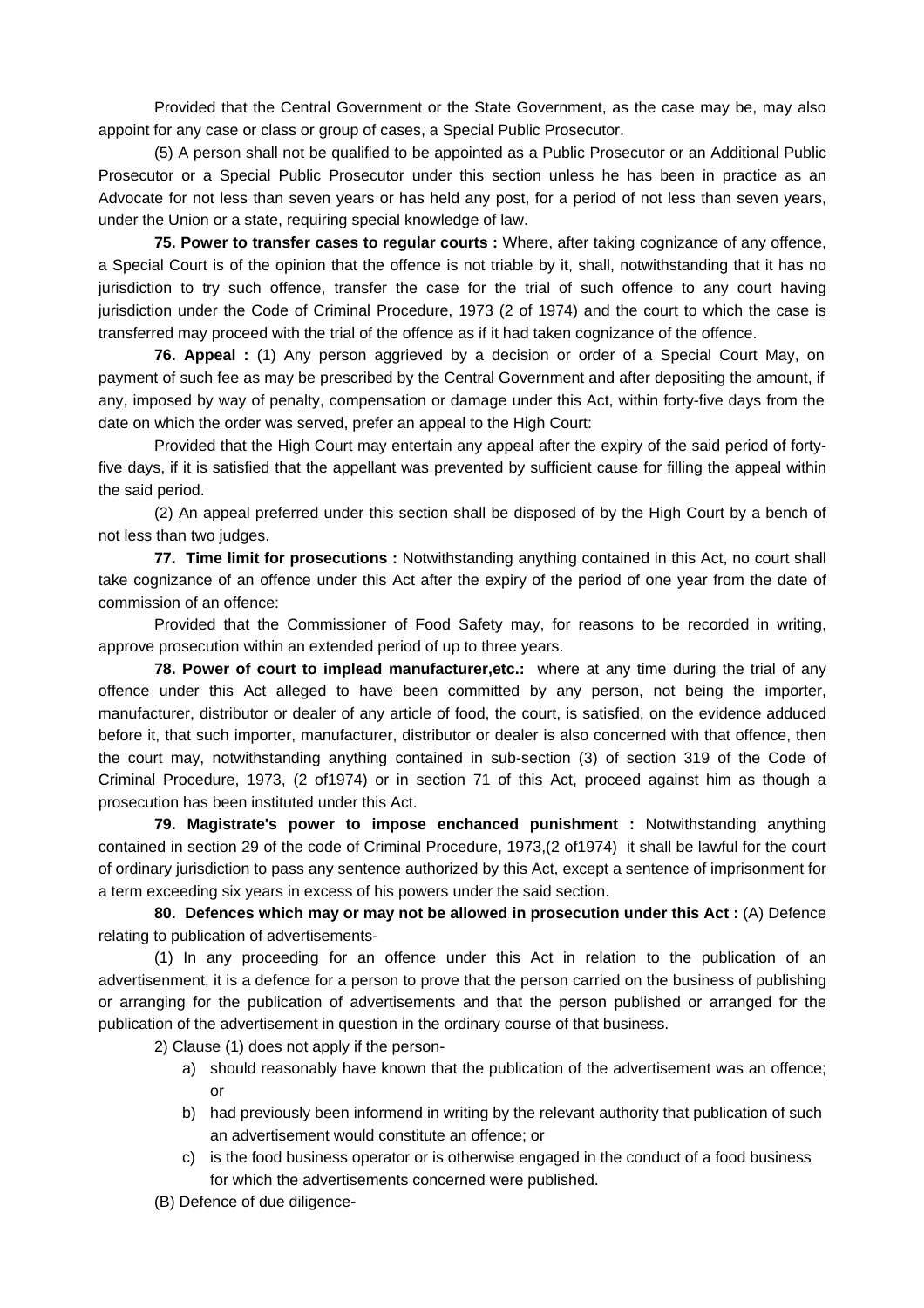Provided that the Central Government or the State Government, as the case may be, may also appoint for any case or class or group of cases, a Special Public Prosecutor.

(5) A person shall not be qualified to be appointed as a Public Prosecutor or an Additional Public Prosecutor or a Special Public Prosecutor under this section unless he has been in practice as an Advocate for not less than seven years or has held any post, for a period of not less than seven years, under the Union or a state, requiring special knowledge of law.

**75. Power to transfer cases to regular courts :** Where, after taking cognizance of any offence, a Special Court is of the opinion that the offence is not triable by it, shall, notwithstanding that it has no jurisdiction to try such offence, transfer the case for the trial of such offence to any court having jurisdiction under the Code of Criminal Procedure, 1973 (2 of 1974) and the court to which the case is transferred may proceed with the trial of the offence as if it had taken cognizance of the offence.

**76. Appeal :** (1) Any person aggrieved by a decision or order of a Special Court May, on payment of such fee as may be prescribed by the Central Government and after depositing the amount, if any, imposed by way of penalty, compensation or damage under this Act, within forty-five days from the date on which the order was served, prefer an appeal to the High Court:

Provided that the High Court may entertain any appeal after the expiry of the said period of forty-five days, if it is satisfied that the appellant was prevented by sufficient cause for filling the appeal within the said period.

(2) An appeal preferred under this section shall be disposed of by the High Court by a bench of not less than two judges.

**77. Time limit for prosecutions :** Notwithstanding anything contained in this Act, no court shall take cognizance of an offence under this Act after the expiry of the period of one year from the date of commission of an offence:

Provided that the Commissioner of Food Safety may, for reasons to be recorded in writing, approve prosecution within an extended period of up to three years.

**78. Power of court to implead manufacturer,etc.:** where at any time during the trial of any offence under this Act alleged to have been committed by any person, not being the importer, manufacturer, distributor or dealer of any article of food, the court, is satisfied, on the evidence adduced before it, that such importer, manufacturer, distributor or dealer is also concerned with that offence, then the court may, notwithstanding anything contained in sub-section (3) of section 319 of the Code of Criminal Procedure, 1973, (2 of1974) or in section 71 of this Act, proceed against him as though a prosecution has been instituted under this Act.

**79. Magistrate's power to impose enchanced punishment :** Notwithstanding anything contained in section 29 of the code of Criminal Procedure, 1973,(2 of1974) it shall be lawful for the court of ordinary jurisdiction to pass any sentence authorized by this Act, except a sentence of imprisonment for a term exceeding six years in excess of his powers under the said section.

**80. Defences which may or may not be allowed in prosecution under this Act :** (A) Defence relating to publication of advertisements-

(1) In any proceeding for an offence under this Act in relation to the publication of an advertisenment, it is a defence for a person to prove that the person carried on the business of publishing or arranging for the publication of advertisements and that the person published or arranged for the publication of the advertisement in question in the ordinary course of that business.

2) Clause (1) does not apply if the person-

a) should reasonably have known that the publication of the advertisement was an offence; or
b) had previously been informend in writing by the relevant authority that publication of such an advertisement would constitute an offence; or
c) is the food business operator or is otherwise engaged in the conduct of a food business for which the advertisements concerned were published.

(B) Defence of due diligence-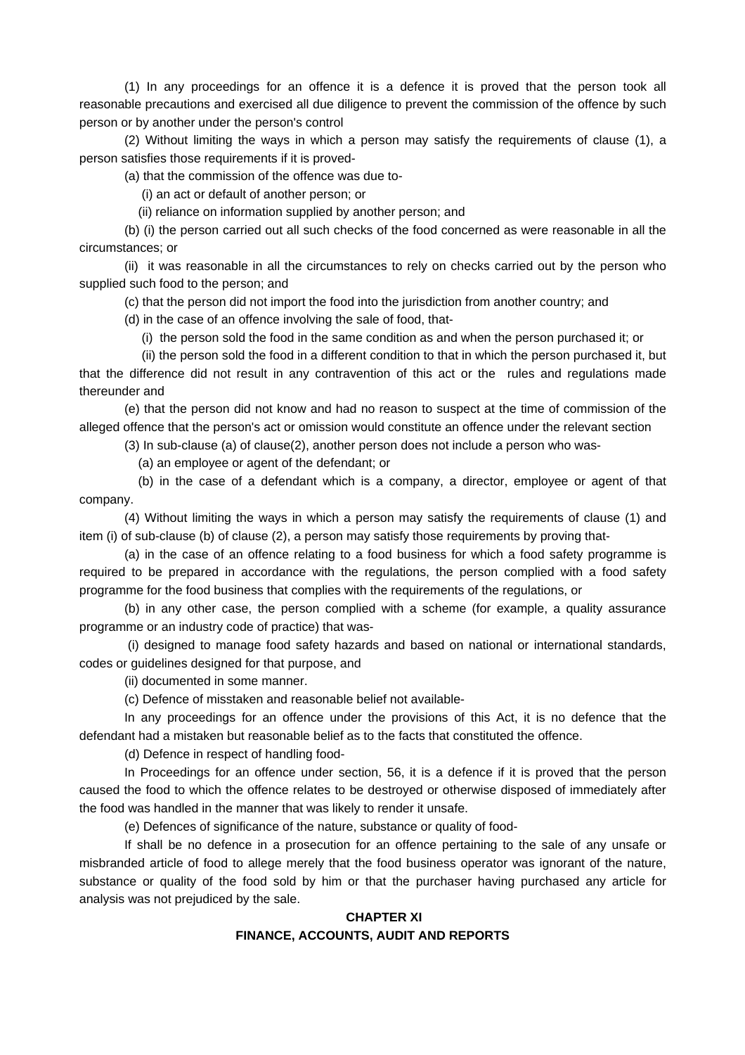(1) In any proceedings for an offence it is a defence it is proved that the person took all reasonable precautions and exercised all due diligence to prevent the commission of the offence by such person or by another under the person's control

(2) Without limiting the ways in which a person may satisfy the requirements of clause (1), a person satisfies those requirements if it is proved-

(a) that the commission of the offence was due to-

(i) an act or default of another person; or

(ii) reliance on information supplied by another person; and

(b) (i) the person carried out all such checks of the food concerned as were reasonable in all the circumstances; or

(ii) it was reasonable in all the circumstances to rely on checks carried out by the person who supplied such food to the person; and

(c) that the person did not import the food into the jurisdiction from another country; and

(d) in the case of an offence involving the sale of food, that-

(i) the person sold the food in the same condition as and when the person purchased it; or

(ii) the person sold the food in a different condition to that in which the person purchased it, but that the difference did not result in any contravention of this act or the rules and regulations made thereunder and

(e) that the person did not know and had no reason to suspect at the time of commission of the alleged offence that the person's act or omission would constitute an offence under the relevant section

(3) In sub-clause (a) of clause(2), another person does not include a person who was-

(a) an employee or agent of the defendant; or

(b) in the case of a defendant which is a company, a director, employee or agent of that company.

(4) Without limiting the ways in which a person may satisfy the requirements of clause (1) and item (i) of sub-clause (b) of clause (2), a person may satisfy those requirements by proving that-

(a) in the case of an offence relating to a food business for which a food safety programme is required to be prepared in accordance with the regulations, the person complied with a food safety programme for the food business that complies with the requirements of the regulations, or

(b) in any other case, the person complied with a scheme (for example, a quality assurance programme or an industry code of practice) that was-

(i) designed to manage food safety hazards and based on national or international standards, codes or guidelines designed for that purpose, and

(ii) documented in some manner.

(c) Defence of misstaken and reasonable belief not available-

In any proceedings for an offence under the provisions of this Act, it is no defence that the defendant had a mistaken but reasonable belief as to the facts that constituted the offence.

(d) Defence in respect of handling food-

In Proceedings for an offence under section, 56, it is a defence if it is proved that the person caused the food to which the offence relates to be destroyed or otherwise disposed of immediately after the food was handled in the manner that was likely to render it unsafe.

(e) Defences of significance of the nature, substance or quality of food-

If shall be no defence in a prosecution for an offence pertaining to the sale of any unsafe or misbranded article of food to allege merely that the food business operator was ignorant of the nature, substance or quality of the food sold by him or that the purchaser having purchased any article for analysis was not prejudiced by the sale.

## CHAPTER XI

## FINANCE, ACCOUNTS, AUDIT AND REPORTS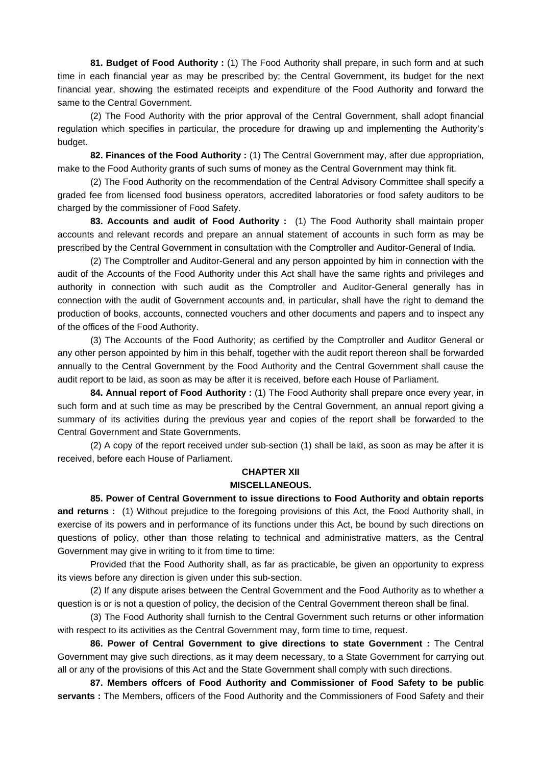**81. Budget of Food Authority :** (1) The Food Authority shall prepare, in such form and at such time in each financial year as may be prescribed by; the Central Government, its budget for the next financial year, showing the estimated receipts and expenditure of the Food Authority and forward the same to the Central Government.

(2) The Food Authority with the prior approval of the Central Government, shall adopt financial regulation which specifies in particular, the procedure for drawing up and implementing the Authority's budget.

**82. Finances of the Food Authority :** (1) The Central Government may, after due appropriation, make to the Food Authority grants of such sums of money as the Central Government may think fit.

(2) The Food Authority on the recommendation of the Central Advisory Committee shall specify a graded fee from licensed food business operators, accredited laboratories or food safety auditors to be charged by the commissioner of Food Safety.

**83. Accounts and audit of Food Authority :** (1) The Food Authority shall maintain proper accounts and relevant records and prepare an annual statement of accounts in such form as may be prescribed by the Central Government in consultation with the Comptroller and Auditor-General of India.

(2) The Comptroller and Auditor-General and any person appointed by him in connection with the audit of the Accounts of the Food Authority under this Act shall have the same rights and privileges and authority in connection with such audit as the Comptroller and Auditor-General generally has in connection with the audit of Government accounts and, in particular, shall have the right to demand the production of books, accounts, connected vouchers and other documents and papers and to inspect any of the offices of the Food Authority.

(3) The Accounts of the Food Authority; as certified by the Comptroller and Auditor General or any other person appointed by him in this behalf, together with the audit report thereon shall be forwarded annually to the Central Government by the Food Authority and the Central Government shall cause the audit report to be laid, as soon as may be after it is received, before each House of Parliament.

**84. Annual report of Food Authority :** (1) The Food Authority shall prepare once every year, in such form and at such time as may be prescribed by the Central Government, an annual report giving a summary of its activities during the previous year and copies of the report shall be forwarded to the Central Government and State Governments.

(2) A copy of the report received under sub-section (1) shall be laid, as soon as may be after it is received, before each House of Parliament.

## CHAPTER XII

## MISCELLANEOUS.

**85. Power of Central Government to issue directions to Food Authority and obtain reports and returns :** (1) Without prejudice to the foregoing provisions of this Act, the Food Authority shall, in exercise of its powers and in performance of its functions under this Act, be bound by such directions on questions of policy, other than those relating to technical and administrative matters, as the Central Government may give in writing to it from time to time:

Provided that the Food Authority shall, as far as practicable, be given an opportunity to express its views before any direction is given under this sub-section.

(2) If any dispute arises between the Central Government and the Food Authority as to whether a question is or is not a question of policy, the decision of the Central Government thereon shall be final.

(3) The Food Authority shall furnish to the Central Government such returns or other information with respect to its activities as the Central Government may, form time to time, request.

**86. Power of Central Government to give directions to state Government :** The Central Government may give such directions, as it may deem necessary, to a State Government for carrying out all or any of the provisions of this Act and the State Government shall comply with such directions.

**87. Members offcers of Food Authority and Commissioner of Food Safety to be public servants :** The Members, officers of the Food Authority and the Commissioners of Food Safety and their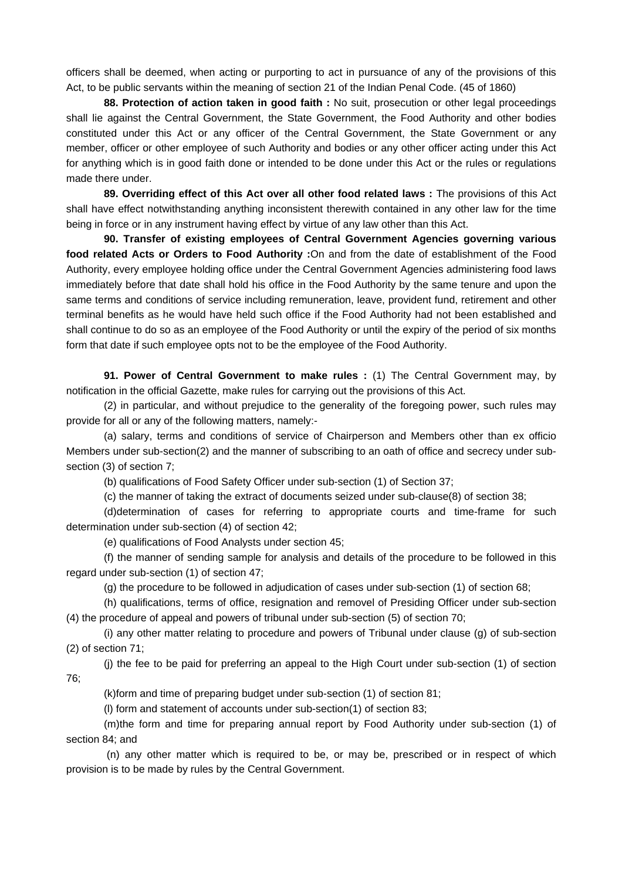officers shall be deemed, when acting or purporting to act in pursuance of any of the provisions of this Act, to be public servants within the meaning of section 21 of the Indian Penal Code. (45 of 1860)

**88. Protection of action taken in good faith :** No suit, prosecution or other legal proceedings shall lie against the Central Government, the State Government, the Food Authority and other bodies constituted under this Act or any officer of the Central Government, the State Government or any member, officer or other employee of such Authority and bodies or any other officer acting under this Act for anything which is in good faith done or intended to be done under this Act or the rules or regulations made there under.

**89. Overriding effect of this Act over all other food related laws :** The provisions of this Act shall have effect notwithstanding anything inconsistent therewith contained in any other law for the time being in force or in any instrument having effect by virtue of any law other than this Act.

**90. Transfer of existing employees of Central Government Agencies governing various food related Acts or Orders to Food Authority :**On and from the date of establishment of the Food Authority, every employee holding office under the Central Government Agencies administering food laws immediately before that date shall hold his office in the Food Authority by the same tenure and upon the same terms and conditions of service including remuneration, leave, provident fund, retirement and other terminal benefits as he would have held such office if the Food Authority had not been established and shall continue to do so as an employee of the Food Authority or until the expiry of the period of six months form that date if such employee opts not to be the employee of the Food Authority.

**91. Power of Central Government to make rules :** (1) The Central Government may, by notification in the official Gazette, make rules for carrying out the provisions of this Act.

(2) in particular, and without prejudice to the generality of the foregoing power, such rules may provide for all or any of the following matters, namely:-

(a) salary, terms and conditions of service of Chairperson and Members other than ex officio Members under sub-section(2) and the manner of subscribing to an oath of office and secrecy under sub-section (3) of section 7;

(b) qualifications of Food Safety Officer under sub-section (1) of Section 37;

(c) the manner of taking the extract of documents seized under sub-clause(8) of section 38;

(d)determination of cases for referring to appropriate courts and time-frame for such determination under sub-section (4) of section 42;

(e) qualifications of Food Analysts under section 45;

(f) the manner of sending sample for analysis and details of the procedure to be followed in this regard under sub-section (1) of section 47;

(g) the procedure to be followed in adjudication of cases under sub-section (1) of section 68;

(h) qualifications, terms of office, resignation and removel of Presiding Officer under sub-section (4) the procedure of appeal and powers of tribunal under sub-section (5) of section 70;

(i) any other matter relating to procedure and powers of Tribunal under clause (g) of sub-section (2) of section 71;

(j) the fee to be paid for preferring an appeal to the High Court under sub-section (1) of section 76;

(k)form and time of preparing budget under sub-section (1) of section 81;

(l) form and statement of accounts under sub-section(1) of section 83;

(m)the form and time for preparing annual report by Food Authority under sub-section (1) of section 84; and

(n) any other matter which is required to be, or may be, prescribed or in respect of which provision is to be made by rules by the Central Government.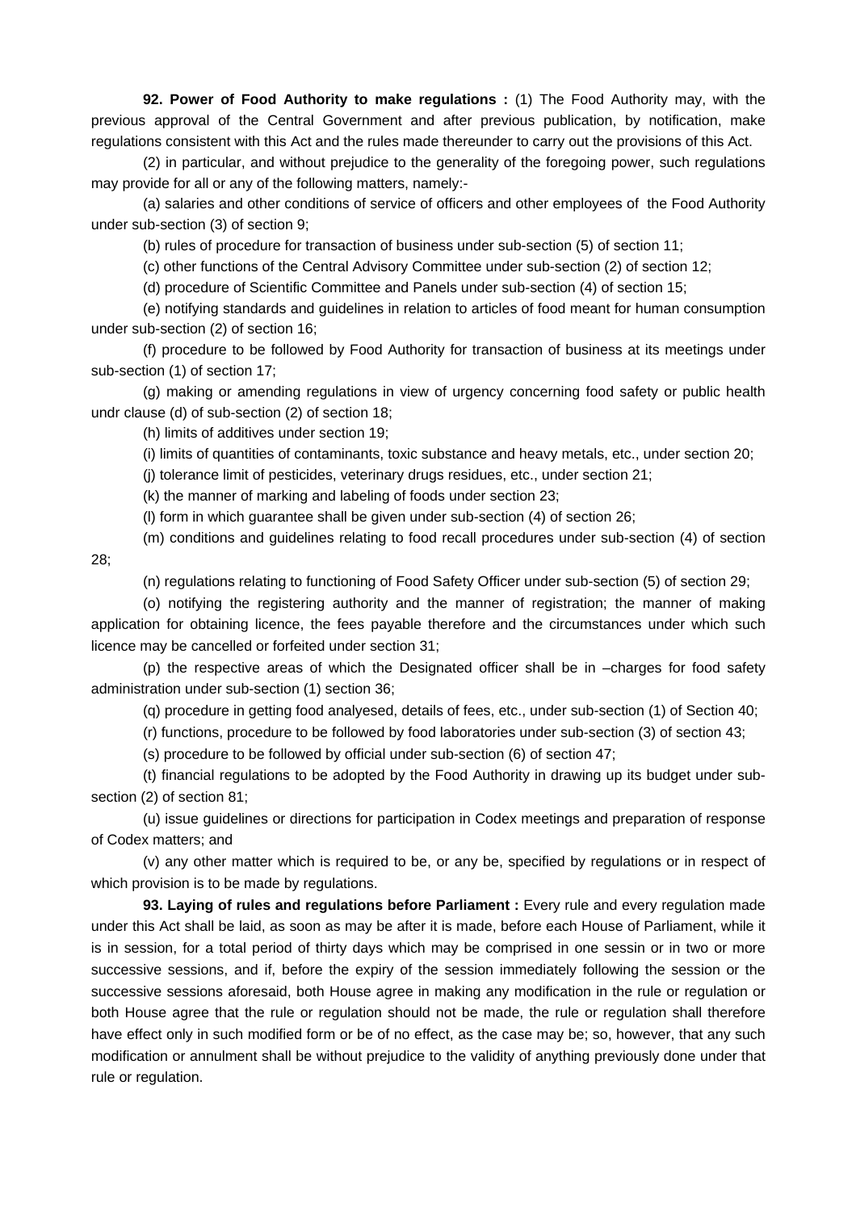**92. Power of Food Authority to make regulations :** (1) The Food Authority may, with the previous approval of the Central Government and after previous publication, by notification, make regulations consistent with this Act and the rules made thereunder to carry out the provisions of this Act.

(2) in particular, and without prejudice to the generality of the foregoing power, such regulations may provide for all or any of the following matters, namely:-

(a) salaries and other conditions of service of officers and other employees of the Food Authority under sub-section (3) of section 9;

(b) rules of procedure for transaction of business under sub-section (5) of section 11;

(c) other functions of the Central Advisory Committee under sub-section (2) of section 12;

(d) procedure of Scientific Committee and Panels under sub-section (4) of section 15;

(e) notifying standards and guidelines in relation to articles of food meant for human consumption under sub-section (2) of section 16;

(f) procedure to be followed by Food Authority for transaction of business at its meetings under sub-section (1) of section 17;

(g) making or amending regulations in view of urgency concerning food safety or public health undr clause (d) of sub-section (2) of section 18;

(h) limits of additives under section 19;

(i) limits of quantities of contaminants, toxic substance and heavy metals, etc., under section 20;

(j) tolerance limit of pesticides, veterinary drugs residues, etc., under section 21;

(k) the manner of marking and labeling of foods under section 23;

(l) form in which guarantee shall be given under sub-section (4) of section 26;

(m) conditions and guidelines relating to food recall procedures under sub-section (4) of section 28;

(n) regulations relating to functioning of Food Safety Officer under sub-section (5) of section 29;

(o) notifying the registering authority and the manner of registration; the manner of making application for obtaining licence, the fees payable therefore and the circumstances under which such licence may be cancelled or forfeited under section 31;

(p) the respective areas of which the Designated officer shall be in –charges for food safety administration under sub-section (1) section 36;

(q) procedure in getting food analyesed, details of fees, etc., under sub-section (1) of Section 40;

(r) functions, procedure to be followed by food laboratories under sub-section (3) of section 43;

(s) procedure to be followed by official under sub-section (6) of section 47;

(t) financial regulations to be adopted by the Food Authority in drawing up its budget under sub-section (2) of section 81;

(u) issue guidelines or directions for participation in Codex meetings and preparation of response of Codex matters; and

(v) any other matter which is required to be, or any be, specified by regulations or in respect of which provision is to be made by regulations.

**93. Laying of rules and regulations before Parliament :** Every rule and every regulation made under this Act shall be laid, as soon as may be after it is made, before each House of Parliament, while it is in session, for a total period of thirty days which may be comprised in one sessin or in two or more successive sessions, and if, before the expiry of the session immediately following the session or the successive sessions aforesaid, both House agree in making any modification in the rule or regulation or both House agree that the rule or regulation should not be made, the rule or regulation shall therefore have effect only in such modified form or be of no effect, as the case may be; so, however, that any such modification or annulment shall be without prejudice to the validity of anything previously done under that rule or regulation.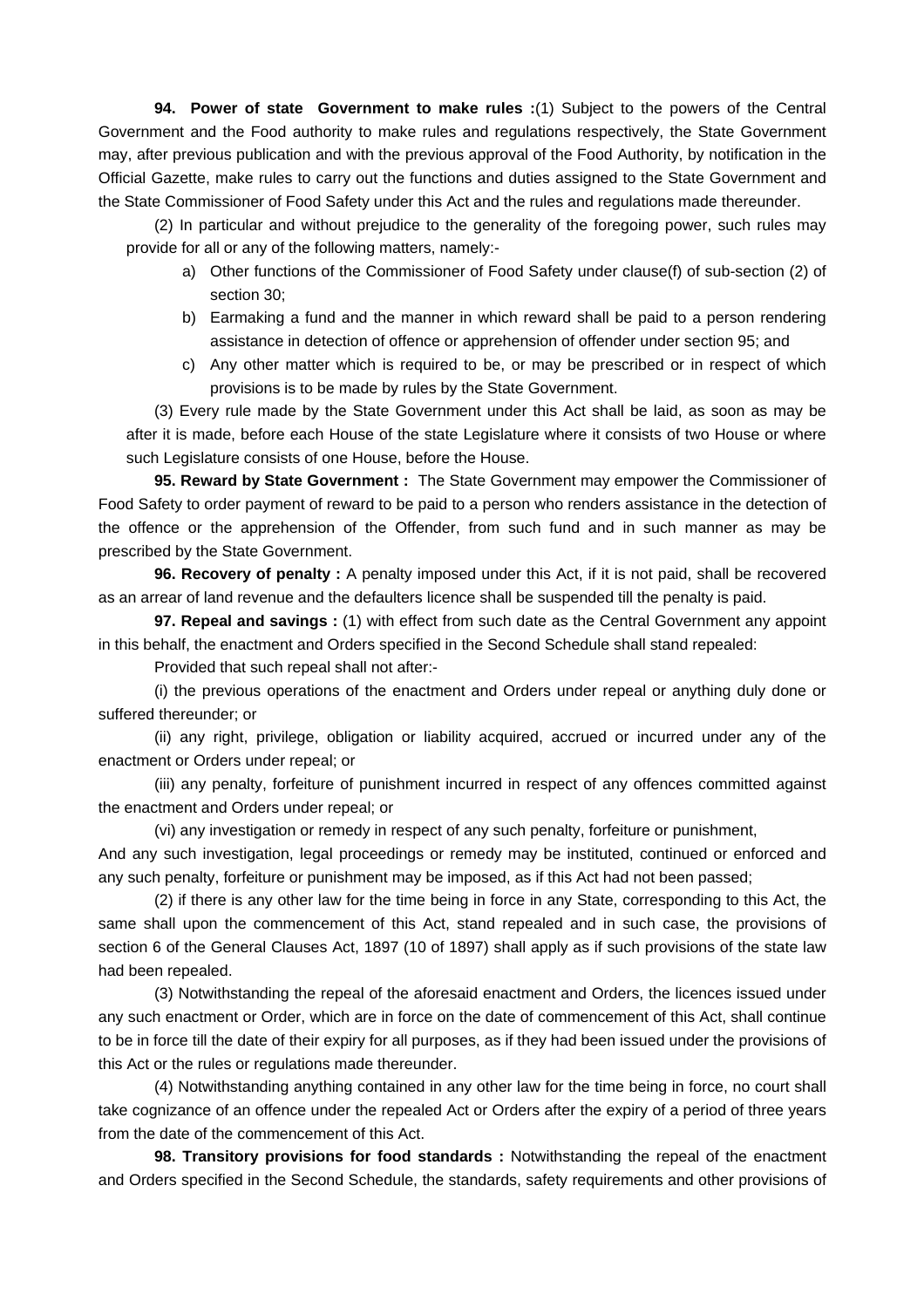**94. Power of state Government to make rules :**(1) Subject to the powers of the Central Government and the Food authority to make rules and regulations respectively, the State Government may, after previous publication and with the previous approval of the Food Authority, by notification in the Official Gazette, make rules to carry out the functions and duties assigned to the State Government and the State Commissioner of Food Safety under this Act and the rules and regulations made thereunder.

(2) In particular and without prejudice to the generality of the foregoing power, such rules may provide for all or any of the following matters, namely:-

a) Other functions of the Commissioner of Food Safety under clause(f) of sub-section (2) of section 30;
b) Earmaking a fund and the manner in which reward shall be paid to a person rendering assistance in detection of offence or apprehension of offender under section 95; and
c) Any other matter which is required to be, or may be prescribed or in respect of which provisions is to be made by rules by the State Government.

(3) Every rule made by the State Government under this Act shall be laid, as soon as may be after it is made, before each House of the state Legislature where it consists of two House or where such Legislature consists of one House, before the House.

**95. Reward by State Government :** The State Government may empower the Commissioner of Food Safety to order payment of reward to be paid to a person who renders assistance in the detection of the offence or the apprehension of the Offender, from such fund and in such manner as may be prescribed by the State Government.

**96. Recovery of penalty :** A penalty imposed under this Act, if it is not paid, shall be recovered as an arrear of land revenue and the defaulters licence shall be suspended till the penalty is paid.

**97. Repeal and savings :** (1) with effect from such date as the Central Government any appoint in this behalf, the enactment and Orders specified in the Second Schedule shall stand repealed:

Provided that such repeal shall not after:-

(i) the previous operations of the enactment and Orders under repeal or anything duly done or suffered thereunder; or

(ii) any right, privilege, obligation or liability acquired, accrued or incurred under any of the enactment or Orders under repeal; or

(iii) any penalty, forfeiture of punishment incurred in respect of any offences committed against the enactment and Orders under repeal; or

(vi) any investigation or remedy in respect of any such penalty, forfeiture or punishment,

And any such investigation, legal proceedings or remedy may be instituted, continued or enforced and any such penalty, forfeiture or punishment may be imposed, as if this Act had not been passed;

(2) if there is any other law for the time being in force in any State, corresponding to this Act, the same shall upon the commencement of this Act, stand repealed and in such case, the provisions of section 6 of the General Clauses Act, 1897 (10 of 1897) shall apply as if such provisions of the state law had been repealed.

(3) Notwithstanding the repeal of the aforesaid enactment and Orders, the licences issued under any such enactment or Order, which are in force on the date of commencement of this Act, shall continue to be in force till the date of their expiry for all purposes, as if they had been issued under the provisions of this Act or the rules or regulations made thereunder.

(4) Notwithstanding anything contained in any other law for the time being in force, no court shall take cognizance of an offence under the repealed Act or Orders after the expiry of a period of three years from the date of the commencement of this Act.

**98. Transitory provisions for food standards :** Notwithstanding the repeal of the enactment and Orders specified in the Second Schedule, the standards, safety requirements and other provisions of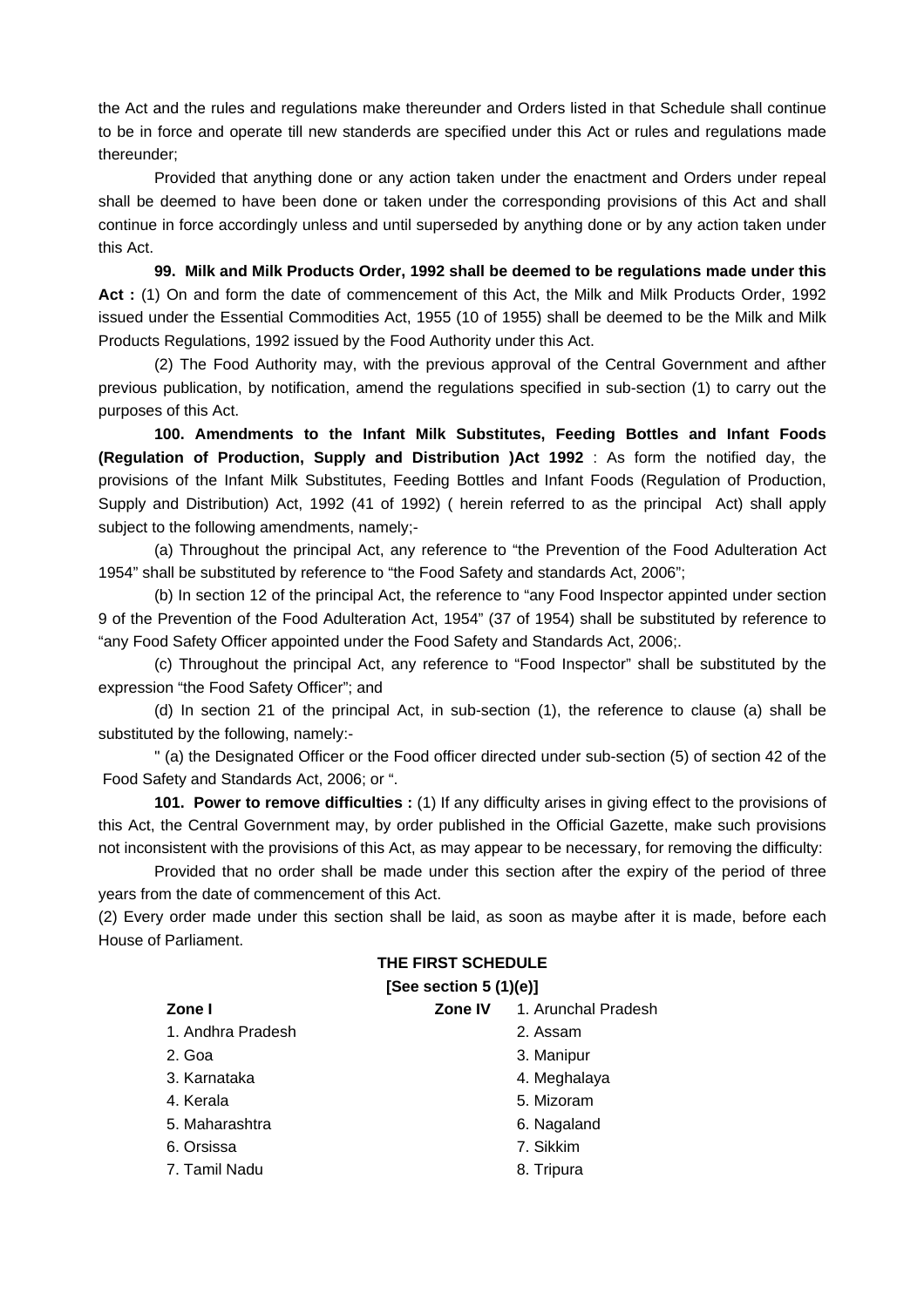the Act and the rules and regulations make thereunder and Orders listed in that Schedule shall continue to be in force and operate till new standerds are specified under this Act or rules and regulations made thereunder;

Provided that anything done or any action taken under the enactment and Orders under repeal shall be deemed to have been done or taken under the corresponding provisions of this Act and shall continue in force accordingly unless and until superseded by anything done or by any action taken under this Act.

**99. Milk and Milk Products Order, 1992 shall be deemed to be regulations made under this Act :** (1) On and form the date of commencement of this Act, the Milk and Milk Products Order, 1992 issued under the Essential Commodities Act, 1955 (10 of 1955) shall be deemed to be the Milk and Milk Products Regulations, 1992 issued by the Food Authority under this Act.

(2) The Food Authority may, with the previous approval of the Central Government and afther previous publication, by notification, amend the regulations specified in sub-section (1) to carry out the purposes of this Act.

**100. Amendments to the Infant Milk Substitutes, Feeding Bottles and Infant Foods (Regulation of Production, Supply and Distribution )Act 1992** : As form the notified day, the provisions of the Infant Milk Substitutes, Feeding Bottles and Infant Foods (Regulation of Production, Supply and Distribution) Act, 1992 (41 of 1992) ( herein referred to as the principal Act) shall apply subject to the following amendments, namely;-

(a) Throughout the principal Act, any reference to "the Prevention of the Food Adulteration Act 1954" shall be substituted by reference to "the Food Safety and standards Act, 2006";

(b) In section 12 of the principal Act, the reference to "any Food Inspector appinted under section 9 of the Prevention of the Food Adulteration Act, 1954" (37 of 1954) shall be substituted by reference to "any Food Safety Officer appointed under the Food Safety and Standards Act, 2006;.

(c) Throughout the principal Act, any reference to "Food Inspector" shall be substituted by the expression "the Food Safety Officer"; and

(d) In section 21 of the principal Act, in sub-section (1), the reference to clause (a) shall be substituted by the following, namely:-

" (a) the Designated Officer or the Food officer directed under sub-section (5) of section 42 of the Food Safety and Standards Act, 2006; or ".

**101. Power to remove difficulties :** (1) If any difficulty arises in giving effect to the provisions of this Act, the Central Government may, by order published in the Official Gazette, make such provisions not inconsistent with the provisions of this Act, as may appear to be necessary, for removing the difficulty:

Provided that no order shall be made under this section after the expiry of the period of three years from the date of commencement of this Act.

(2) Every order made under this section shall be laid, as soon as maybe after it is made, before each House of Parliament.

**THE FIRST SCHEDULE**

**[See section 5 (1)(e)]**

**Zone I**

1. Andhra Pradesh
2. Goa
3. Karnataka
4. Kerala
5. Maharashtra
6. Orsissa
7. Tamil Nadu

**Zone IV**

1. Arunchal Pradesh
2. Assam
3. Manipur
4. Meghalaya
5. Mizoram
6. Nagaland
7. Sikkim
8. Tripura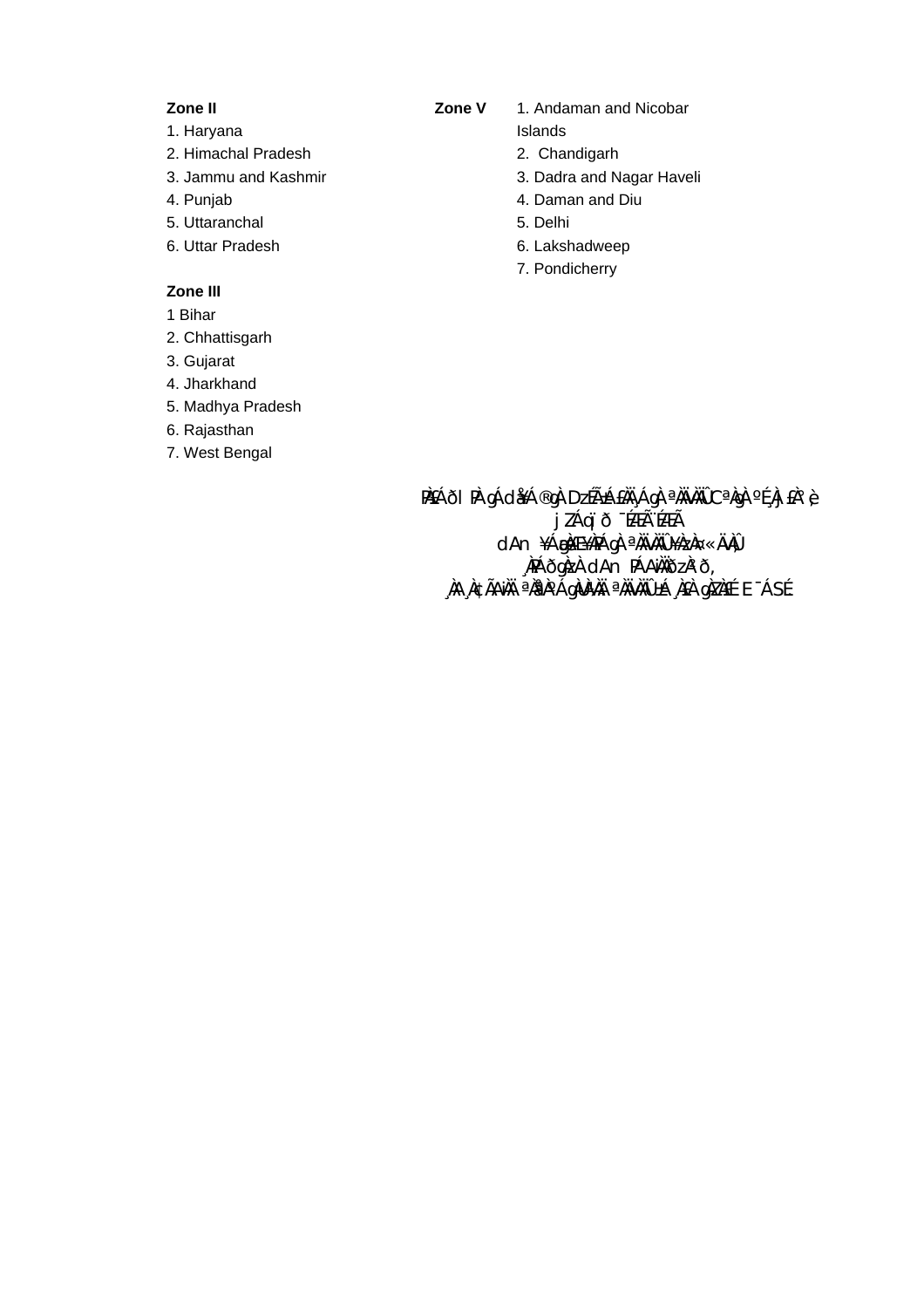**Zone II**

1. Haryana
2. Himachal Pradesh
3. Jammu and Kashmir
4. Punjab
5. Uttaranchal
6. Uttar Pradesh

**Zone III**

1 Bihar
2. Chhattisgarh
3. Gujarat
4. Jharkhand
5. Madhya Pradesh
6. Rajasthan
7. West Bengal

**Zone V**

1. Andaman and Nicobar Islands
2. Chandigarh
3. Dadra and Nagar Haveli
4. Daman and Diu
5. Delhi
6. Lakshadweep
7. Pondicherry

PÀ£ÁðlPÀ gÁdå¥Á®gÀ DzÉñÁ£ÀĸÁgÀ ªÀÄvÀÄÛ CªÀgÀ ºÉ¸Àj£À°è

jZÁqïð ¯ÉÃPÉÃ

dAn ¥ÁgÀªÉÄÃPÀgÀ PÁAiÀÄðzÀ²ð

¸ÀPÁðgÀzÀ dAn PÁAiÀÄðzÀ²ð,

¸ÀA¸À¢ÃAiÀÄ ªÀåªÀºÁgÀUÀ¼ÀÄ ªÀÄvÀÄÛ ±Á¸À£À gÀZÀ£É E¯ÁSÉ